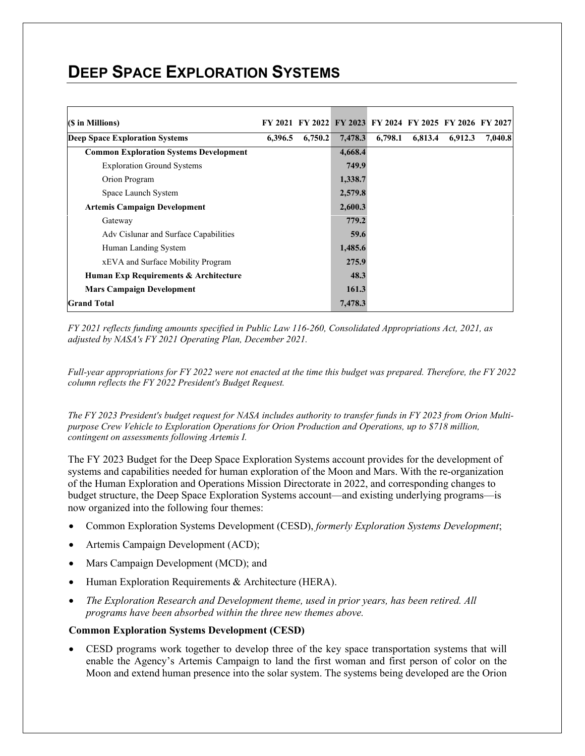# DEEP SPACE EXPLORATION SYSTEMS

| ($ in Millions) | FY 2021 | FY 2022 | FY 2023 | FY 2024 | FY 2025 | FY 2026 | FY 2027 |
|---|---|---|---|---|---|---|---|
| **Deep Space Exploration Systems** | **6,396.5** | **6,750.2** | **7,478.3** | **6,798.1** | **6,813.4** | **6,912.3** | **7,040.8** |
| **Common Exploration Systems Development** | | | **4,668.4** | | | | |
| Exploration Ground Systems | | | **749.9** | | | | |
| Orion Program | | | **1,338.7** | | | | |
| Space Launch System | | | **2,579.8** | | | | |
| **Artemis Campaign Development** | | | **2,600.3** | | | | |
| Gateway | | | **779.2** | | | | |
| Adv Cislunar and Surface Capabilities | | | **59.6** | | | | |
| Human Landing System | | | **1,485.6** | | | | |
| xEVA and Surface Mobility Program | | | **275.9** | | | | |
| **Human Exp Requirements & Architecture** | | | **48.3** | | | | |
| **Mars Campaign Development** | | | **161.3** | | | | |
| **Grand Total** | | | **7,478.3** | | | | |

*FY 2021 reflects funding amounts specified in Public Law 116-260, Consolidated Appropriations Act, 2021, as adjusted by NASA's FY 2021 Operating Plan, December 2021.*

*Full-year appropriations for FY 2022 were not enacted at the time this budget was prepared. Therefore, the FY 2022 column reflects the FY 2022 President's Budget Request.*

*The FY 2023 President's budget request for NASA includes authority to transfer funds in FY 2023 from Orion Multi-purpose Crew Vehicle to Exploration Operations for Orion Production and Operations, up to $718 million, contingent on assessments following Artemis I.*

The FY 2023 Budget for the Deep Space Exploration Systems account provides for the development of systems and capabilities needed for human exploration of the Moon and Mars. With the re-organization of the Human Exploration and Operations Mission Directorate in 2022, and corresponding changes to budget structure, the Deep Space Exploration Systems account—and existing underlying programs—is now organized into the following four themes:

- Common Exploration Systems Development (CESD), *formerly Exploration Systems Development*;
- Artemis Campaign Development (ACD);
- Mars Campaign Development (MCD); and
- Human Exploration Requirements & Architecture (HERA).
- *The Exploration Research and Development theme, used in prior years, has been retired. All programs have been absorbed within the three new themes above.*

**Common Exploration Systems Development (CESD)**

- CESD programs work together to develop three of the key space transportation systems that will enable the Agency's Artemis Campaign to land the first woman and first person of color on the Moon and extend human presence into the solar system. The systems being developed are the Orion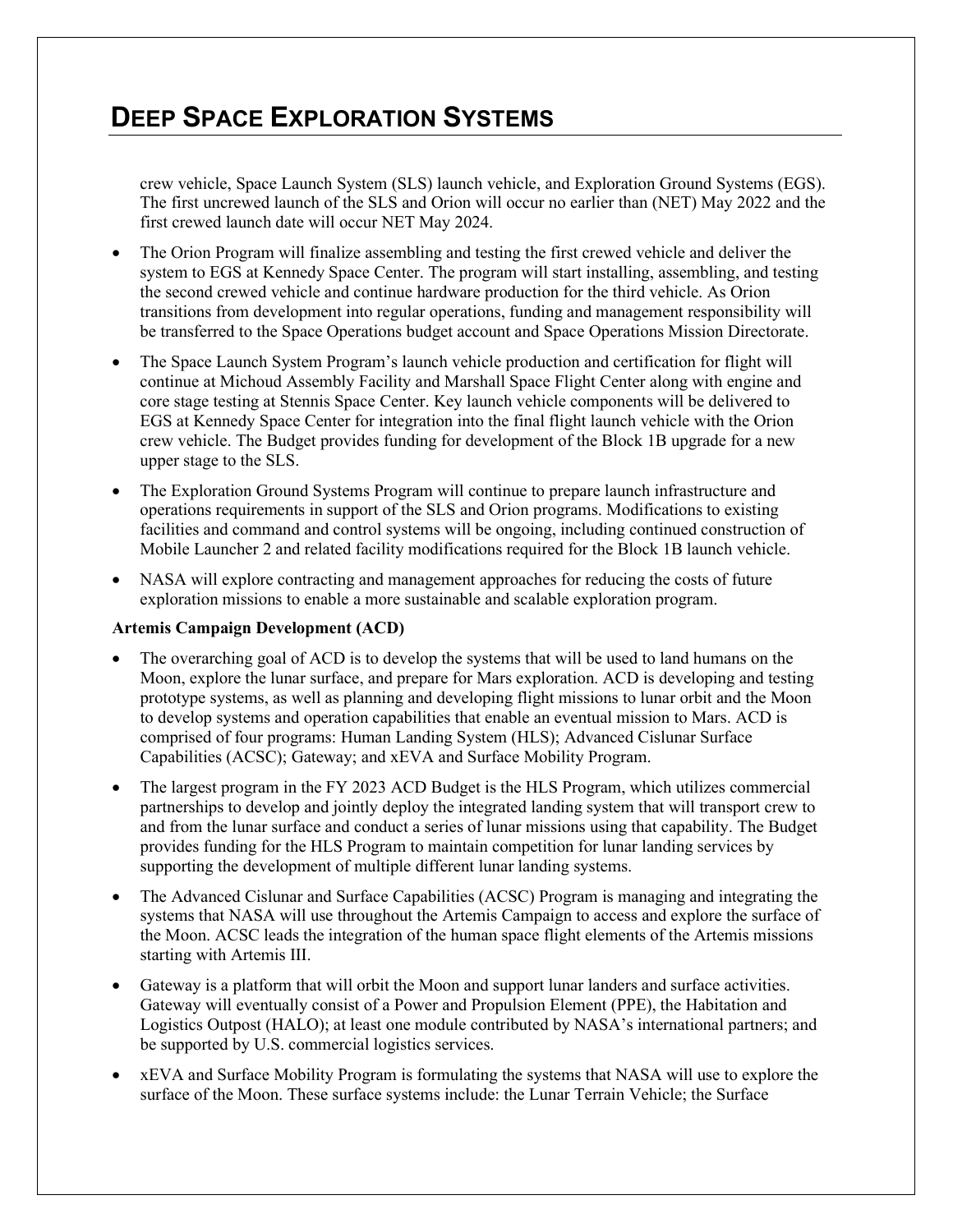crew vehicle, Space Launch System (SLS) launch vehicle, and Exploration Ground Systems (EGS). The first uncrewed launch of the SLS and Orion will occur no earlier than (NET) May 2022 and the first crewed launch date will occur NET May 2024.

- The Orion Program will finalize assembling and testing the first crewed vehicle and deliver the system to EGS at Kennedy Space Center. The program will start installing, assembling, and testing the second crewed vehicle and continue hardware production for the third vehicle. As Orion transitions from development into regular operations, funding and management responsibility will be transferred to the Space Operations budget account and Space Operations Mission Directorate.
- The Space Launch System Program's launch vehicle production and certification for flight will continue at Michoud Assembly Facility and Marshall Space Flight Center along with engine and core stage testing at Stennis Space Center. Key launch vehicle components will be delivered to EGS at Kennedy Space Center for integration into the final flight launch vehicle with the Orion crew vehicle. The Budget provides funding for development of the Block 1B upgrade for a new upper stage to the SLS.
- The Exploration Ground Systems Program will continue to prepare launch infrastructure and operations requirements in support of the SLS and Orion programs. Modifications to existing facilities and command and control systems will be ongoing, including continued construction of Mobile Launcher 2 and related facility modifications required for the Block 1B launch vehicle.
- NASA will explore contracting and management approaches for reducing the costs of future exploration missions to enable a more sustainable and scalable exploration program.

**Artemis Campaign Development (ACD)**

- The overarching goal of ACD is to develop the systems that will be used to land humans on the Moon, explore the lunar surface, and prepare for Mars exploration. ACD is developing and testing prototype systems, as well as planning and developing flight missions to lunar orbit and the Moon to develop systems and operation capabilities that enable an eventual mission to Mars. ACD is comprised of four programs: Human Landing System (HLS); Advanced Cislunar Surface Capabilities (ACSC); Gateway; and xEVA and Surface Mobility Program.
- The largest program in the FY 2023 ACD Budget is the HLS Program, which utilizes commercial partnerships to develop and jointly deploy the integrated landing system that will transport crew to and from the lunar surface and conduct a series of lunar missions using that capability. The Budget provides funding for the HLS Program to maintain competition for lunar landing services by supporting the development of multiple different lunar landing systems.
- The Advanced Cislunar and Surface Capabilities (ACSC) Program is managing and integrating the systems that NASA will use throughout the Artemis Campaign to access and explore the surface of the Moon. ACSC leads the integration of the human space flight elements of the Artemis missions starting with Artemis III.
- Gateway is a platform that will orbit the Moon and support lunar landers and surface activities. Gateway will eventually consist of a Power and Propulsion Element (PPE), the Habitation and Logistics Outpost (HALO); at least one module contributed by NASA's international partners; and be supported by U.S. commercial logistics services.
- xEVA and Surface Mobility Program is formulating the systems that NASA will use to explore the surface of the Moon. These surface systems include: the Lunar Terrain Vehicle; the Surface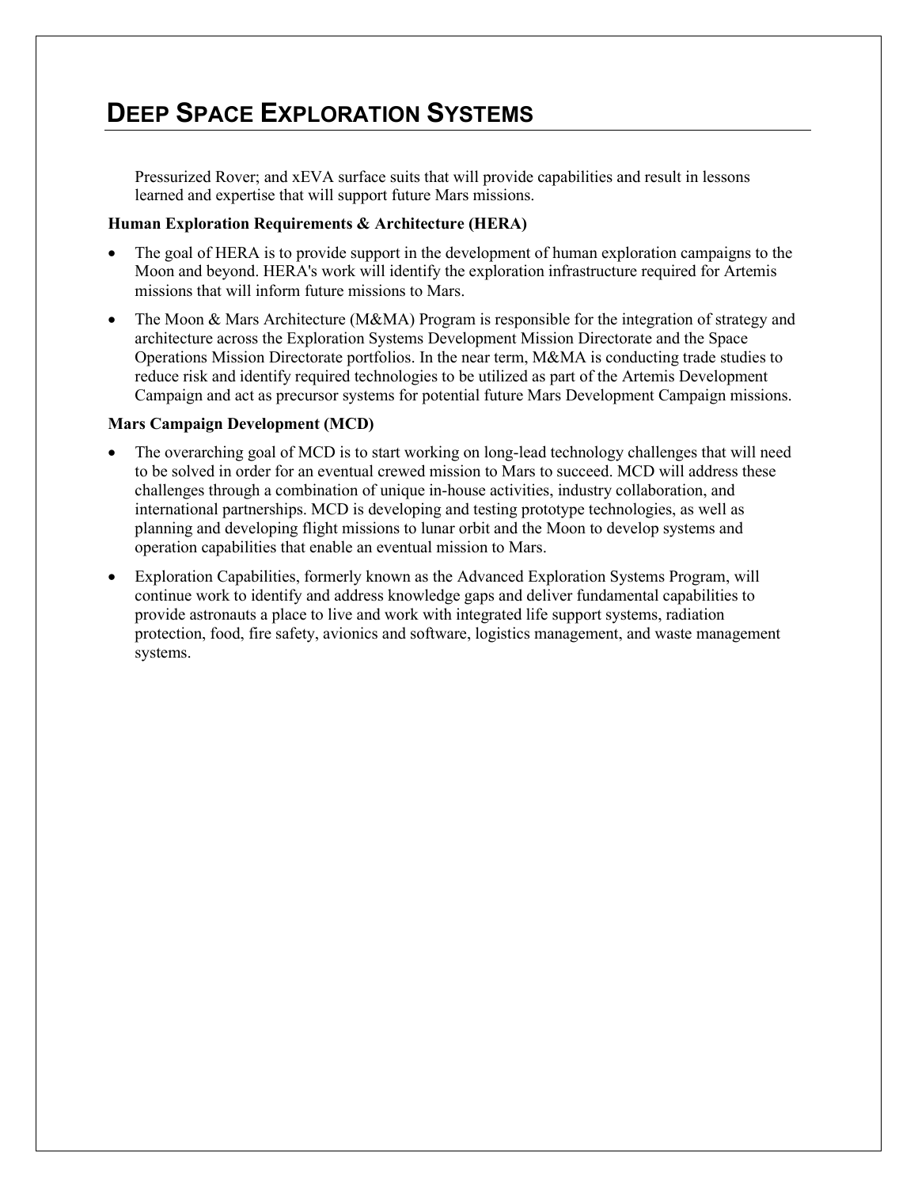Pressurized Rover; and xEVA surface suits that will provide capabilities and result in lessons learned and expertise that will support future Mars missions.

**Human Exploration Requirements & Architecture (HERA)**

- The goal of HERA is to provide support in the development of human exploration campaigns to the Moon and beyond. HERA's work will identify the exploration infrastructure required for Artemis missions that will inform future missions to Mars.
- The Moon & Mars Architecture (M&MA) Program is responsible for the integration of strategy and architecture across the Exploration Systems Development Mission Directorate and the Space Operations Mission Directorate portfolios. In the near term, M&MA is conducting trade studies to reduce risk and identify required technologies to be utilized as part of the Artemis Development Campaign and act as precursor systems for potential future Mars Development Campaign missions.

**Mars Campaign Development (MCD)**

- The overarching goal of MCD is to start working on long-lead technology challenges that will need to be solved in order for an eventual crewed mission to Mars to succeed. MCD will address these challenges through a combination of unique in-house activities, industry collaboration, and international partnerships. MCD is developing and testing prototype technologies, as well as planning and developing flight missions to lunar orbit and the Moon to develop systems and operation capabilities that enable an eventual mission to Mars.
- Exploration Capabilities, formerly known as the Advanced Exploration Systems Program, will continue work to identify and address knowledge gaps and deliver fundamental capabilities to provide astronauts a place to live and work with integrated life support systems, radiation protection, food, fire safety, avionics and software, logistics management, and waste management systems.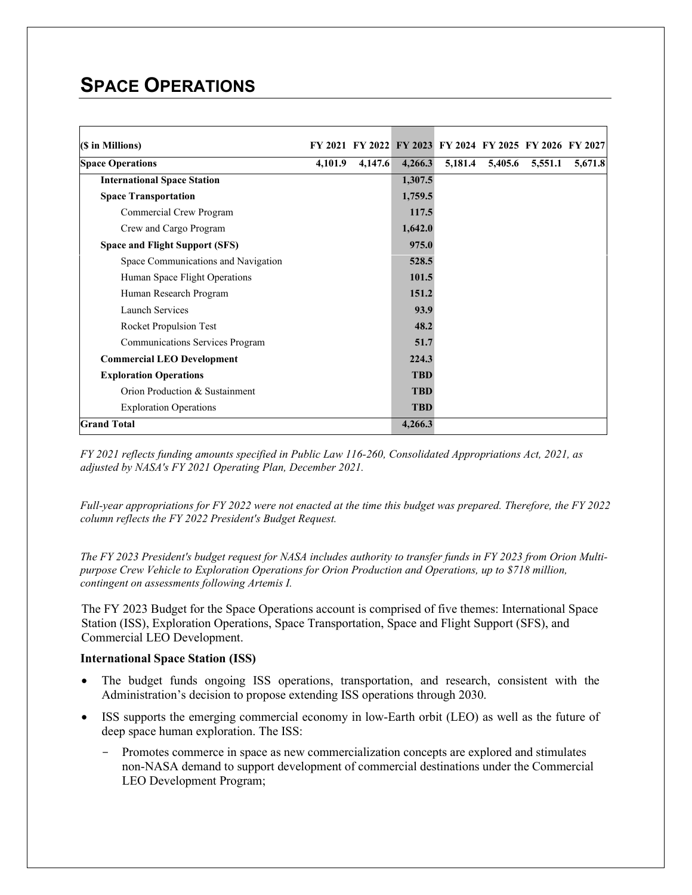# SPACE OPERATIONS

| ($ in Millions) | FY 2021 | FY 2022 | FY 2023 | FY 2024 | FY 2025 | FY 2026 | FY 2027 |
|---|---|---|---|---|---|---|---|
| **Space Operations** | **4,101.9** | **4,147.6** | **4,266.3** | **5,181.4** | **5,405.6** | **5,551.1** | **5,671.8** |
| **International Space Station** | | | **1,307.5** | | | | |
| **Space Transportation** | | | **1,759.5** | | | | |
| Commercial Crew Program | | | **117.5** | | | | |
| Crew and Cargo Program | | | **1,642.0** | | | | |
| **Space and Flight Support (SFS)** | | | **975.0** | | | | |
| Space Communications and Navigation | | | **528.5** | | | | |
| Human Space Flight Operations | | | **101.5** | | | | |
| Human Research Program | | | **151.2** | | | | |
| Launch Services | | | **93.9** | | | | |
| Rocket Propulsion Test | | | **48.2** | | | | |
| Communications Services Program | | | **51.7** | | | | |
| **Commercial LEO Development** | | | **224.3** | | | | |
| **Exploration Operations** | | | **TBD** | | | | |
| Orion Production & Sustainment | | | **TBD** | | | | |
| Exploration Operations | | | **TBD** | | | | |
| **Grand Total** | | | **4,266.3** | | | | |

*FY 2021 reflects funding amounts specified in Public Law 116-260, Consolidated Appropriations Act, 2021, as adjusted by NASA's FY 2021 Operating Plan, December 2021.*

*Full-year appropriations for FY 2022 were not enacted at the time this budget was prepared. Therefore, the FY 2022 column reflects the FY 2022 President's Budget Request.*

*The FY 2023 President's budget request for NASA includes authority to transfer funds in FY 2023 from Orion Multi-purpose Crew Vehicle to Exploration Operations for Orion Production and Operations, up to $718 million, contingent on assessments following Artemis I.*

The FY 2023 Budget for the Space Operations account is comprised of five themes: International Space Station (ISS), Exploration Operations, Space Transportation, Space and Flight Support (SFS), and Commercial LEO Development.

### International Space Station (ISS)

- The budget funds ongoing ISS operations, transportation, and research, consistent with the Administration's decision to propose extending ISS operations through 2030.
- ISS supports the emerging commercial economy in low-Earth orbit (LEO) as well as the future of deep space human exploration. The ISS:
  - Promotes commerce in space as new commercialization concepts are explored and stimulates non-NASA demand to support development of commercial destinations under the Commercial LEO Development Program;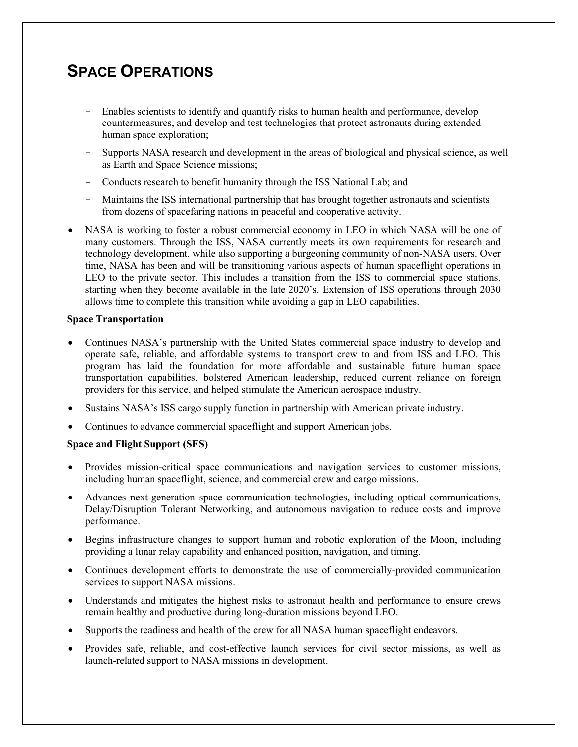# SPACE OPERATIONS

  - Enables scientists to identify and quantify risks to human health and performance, develop countermeasures, and develop and test technologies that protect astronauts during extended human space exploration;
  - Supports NASA research and development in the areas of biological and physical science, as well as Earth and Space Science missions;
  - Conducts research to benefit humanity through the ISS National Lab; and
  - Maintains the ISS international partnership that has brought together astronauts and scientists from dozens of spacefaring nations in peaceful and cooperative activity.
- NASA is working to foster a robust commercial economy in LEO in which NASA will be one of many customers. Through the ISS, NASA currently meets its own requirements for research and technology development, while also supporting a burgeoning community of non-NASA users. Over time, NASA has been and will be transitioning various aspects of human spaceflight operations in LEO to the private sector. This includes a transition from the ISS to commercial space stations, starting when they become available in the late 2020's. Extension of ISS operations through 2030 allows time to complete this transition while avoiding a gap in LEO capabilities.

**Space Transportation**

- Continues NASA's partnership with the United States commercial space industry to develop and operate safe, reliable, and affordable systems to transport crew to and from ISS and LEO. This program has laid the foundation for more affordable and sustainable future human space transportation capabilities, bolstered American leadership, reduced current reliance on foreign providers for this service, and helped stimulate the American aerospace industry.
- Sustains NASA's ISS cargo supply function in partnership with American private industry.
- Continues to advance commercial spaceflight and support American jobs.

**Space and Flight Support (SFS)**

- Provides mission-critical space communications and navigation services to customer missions, including human spaceflight, science, and commercial crew and cargo missions.
- Advances next-generation space communication technologies, including optical communications, Delay/Disruption Tolerant Networking, and autonomous navigation to reduce costs and improve performance.
- Begins infrastructure changes to support human and robotic exploration of the Moon, including providing a lunar relay capability and enhanced position, navigation, and timing.
- Continues development efforts to demonstrate the use of commercially-provided communication services to support NASA missions.
- Understands and mitigates the highest risks to astronaut health and performance to ensure crews remain healthy and productive during long-duration missions beyond LEO.
- Supports the readiness and health of the crew for all NASA human spaceflight endeavors.
- Provides safe, reliable, and cost-effective launch services for civil sector missions, as well as launch-related support to NASA missions in development.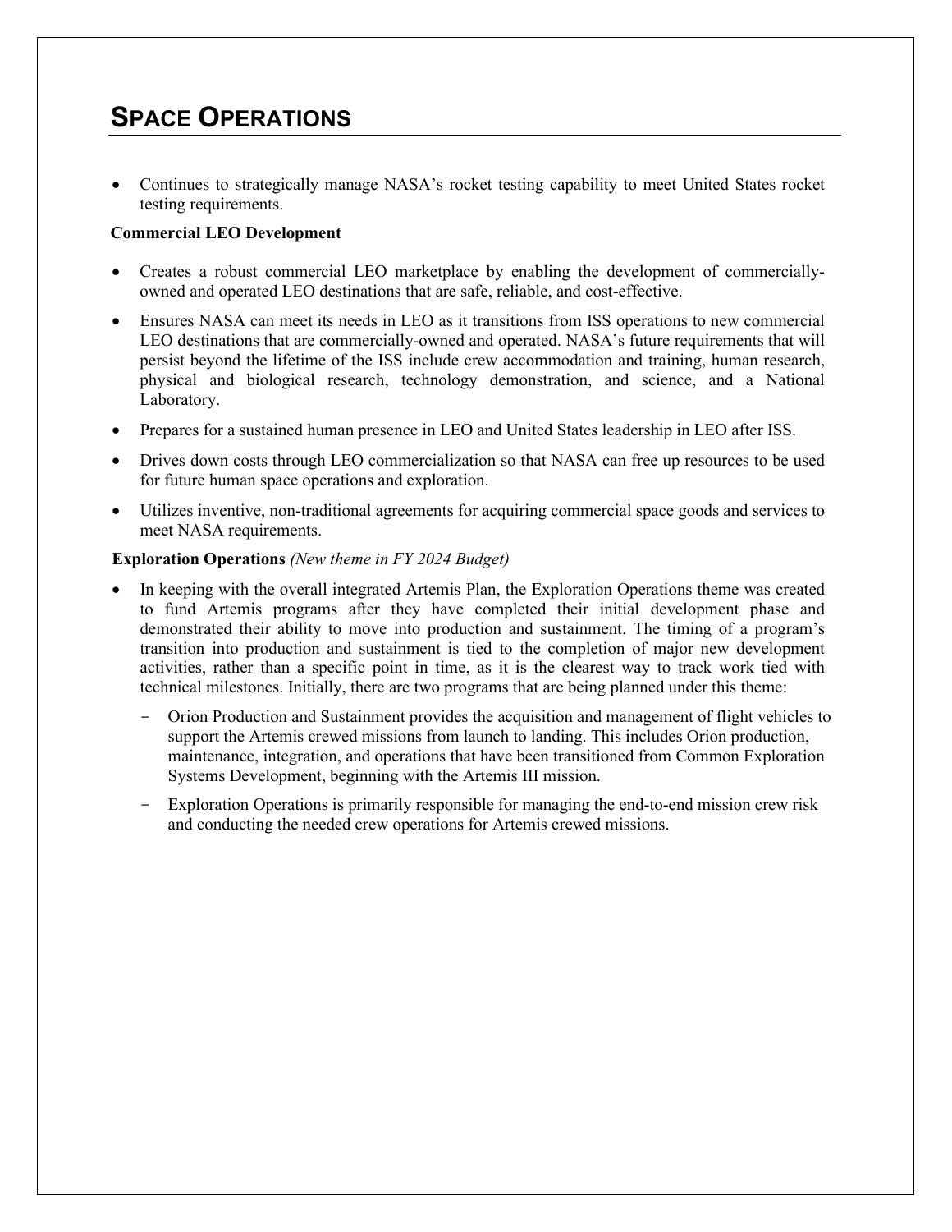# SPACE OPERATIONS

- Continues to strategically manage NASA's rocket testing capability to meet United States rocket testing requirements.

**Commercial LEO Development**

- Creates a robust commercial LEO marketplace by enabling the development of commercially-owned and operated LEO destinations that are safe, reliable, and cost-effective.
- Ensures NASA can meet its needs in LEO as it transitions from ISS operations to new commercial LEO destinations that are commercially-owned and operated. NASA's future requirements that will persist beyond the lifetime of the ISS include crew accommodation and training, human research, physical and biological research, technology demonstration, and science, and a National Laboratory.
- Prepares for a sustained human presence in LEO and United States leadership in LEO after ISS.
- Drives down costs through LEO commercialization so that NASA can free up resources to be used for future human space operations and exploration.
- Utilizes inventive, non-traditional agreements for acquiring commercial space goods and services to meet NASA requirements.

**Exploration Operations** *(New theme in FY 2024 Budget)*

- In keeping with the overall integrated Artemis Plan, the Exploration Operations theme was created to fund Artemis programs after they have completed their initial development phase and demonstrated their ability to move into production and sustainment. The timing of a program's transition into production and sustainment is tied to the completion of major new development activities, rather than a specific point in time, as it is the clearest way to track work tied with technical milestones. Initially, there are two programs that are being planned under this theme:
  - Orion Production and Sustainment provides the acquisition and management of flight vehicles to support the Artemis crewed missions from launch to landing. This includes Orion production, maintenance, integration, and operations that have been transitioned from Common Exploration Systems Development, beginning with the Artemis III mission.
  - Exploration Operations is primarily responsible for managing the end-to-end mission crew risk and conducting the needed crew operations for Artemis crewed missions.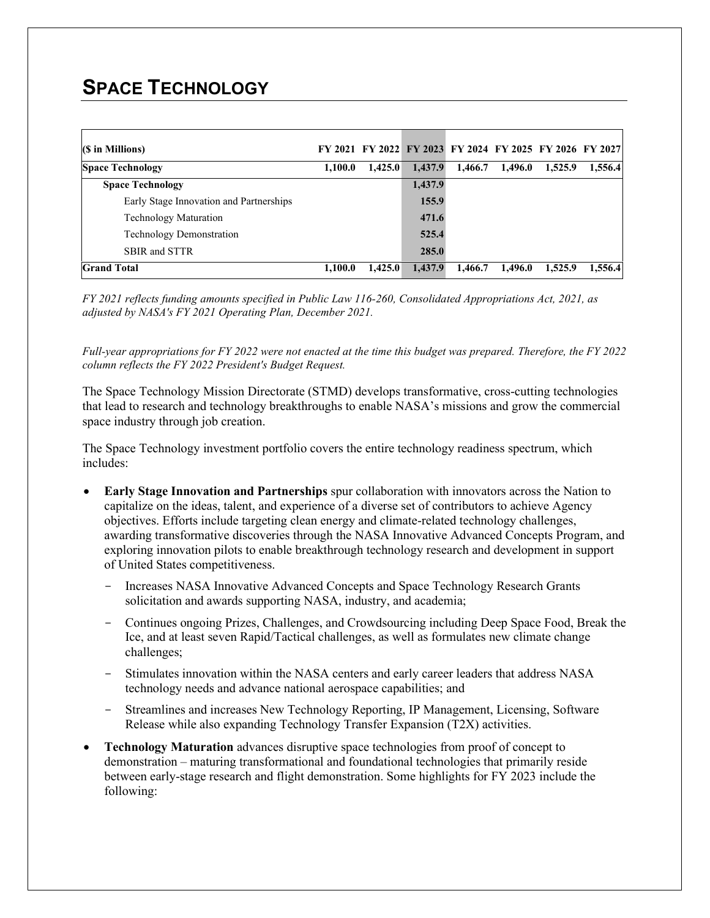# SPACE TECHNOLOGY

| ($ in Millions) | FY 2021 | FY 2022 | FY 2023 | FY 2024 | FY 2025 | FY 2026 | FY 2027 |
|---|---|---|---|---|---|---|---|
| **Space Technology** | **1,100.0** | **1,425.0** | **1,437.9** | **1,466.7** | **1,496.0** | **1,525.9** | **1,556.4** |
| **Space Technology** | | | **1,437.9** | | | | |
| Early Stage Innovation and Partnerships | | | **155.9** | | | | |
| Technology Maturation | | | **471.6** | | | | |
| Technology Demonstration | | | **525.4** | | | | |
| SBIR and STTR | | | **285.0** | | | | |
| **Grand Total** | **1,100.0** | **1,425.0** | **1,437.9** | **1,466.7** | **1,496.0** | **1,525.9** | **1,556.4** |

*FY 2021 reflects funding amounts specified in Public Law 116-260, Consolidated Appropriations Act, 2021, as adjusted by NASA's FY 2021 Operating Plan, December 2021.*

*Full-year appropriations for FY 2022 were not enacted at the time this budget was prepared. Therefore, the FY 2022 column reflects the FY 2022 President's Budget Request.*

The Space Technology Mission Directorate (STMD) develops transformative, cross-cutting technologies that lead to research and technology breakthroughs to enable NASA's missions and grow the commercial space industry through job creation.

The Space Technology investment portfolio covers the entire technology readiness spectrum, which includes:

- **Early Stage Innovation and Partnerships** spur collaboration with innovators across the Nation to capitalize on the ideas, talent, and experience of a diverse set of contributors to achieve Agency objectives. Efforts include targeting clean energy and climate-related technology challenges, awarding transformative discoveries through the NASA Innovative Advanced Concepts Program, and exploring innovation pilots to enable breakthrough technology research and development in support of United States competitiveness.
  - Increases NASA Innovative Advanced Concepts and Space Technology Research Grants solicitation and awards supporting NASA, industry, and academia;
  - Continues ongoing Prizes, Challenges, and Crowdsourcing including Deep Space Food, Break the Ice, and at least seven Rapid/Tactical challenges, as well as formulates new climate change challenges;
  - Stimulates innovation within the NASA centers and early career leaders that address NASA technology needs and advance national aerospace capabilities; and
  - Streamlines and increases New Technology Reporting, IP Management, Licensing, Software Release while also expanding Technology Transfer Expansion (T2X) activities.
- **Technology Maturation** advances disruptive space technologies from proof of concept to demonstration – maturing transformational and foundational technologies that primarily reside between early-stage research and flight demonstration. Some highlights for FY 2023 include the following: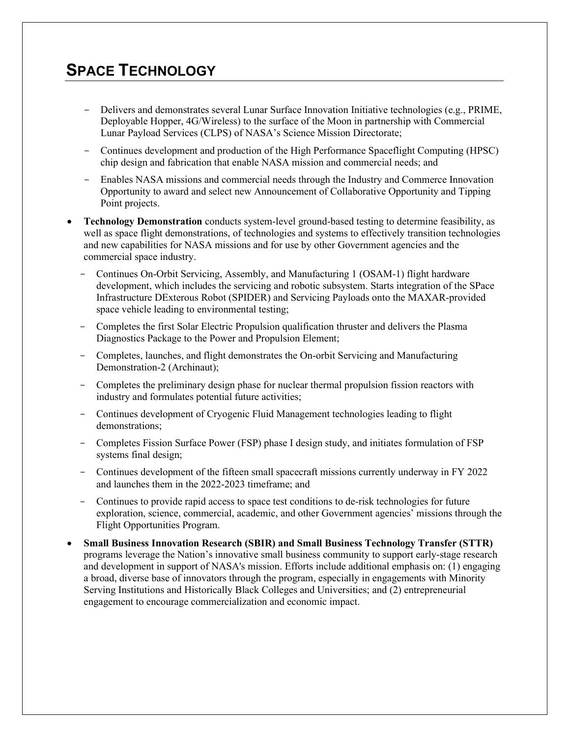## SPACE TECHNOLOGY

- Delivers and demonstrates several Lunar Surface Innovation Initiative technologies (e.g., PRIME, Deployable Hopper, 4G/Wireless) to the surface of the Moon in partnership with Commercial Lunar Payload Services (CLPS) of NASA's Science Mission Directorate;
- Continues development and production of the High Performance Spaceflight Computing (HPSC) chip design and fabrication that enable NASA mission and commercial needs; and
- Enables NASA missions and commercial needs through the Industry and Commerce Innovation Opportunity to award and select new Announcement of Collaborative Opportunity and Tipping Point projects.

- **Technology Demonstration** conducts system-level ground-based testing to determine feasibility, as well as space flight demonstrations, of technologies and systems to effectively transition technologies and new capabilities for NASA missions and for use by other Government agencies and the commercial space industry.
  - Continues On-Orbit Servicing, Assembly, and Manufacturing 1 (OSAM-1) flight hardware development, which includes the servicing and robotic subsystem. Starts integration of the SPace Infrastructure DExterous Robot (SPIDER) and Servicing Payloads onto the MAXAR-provided space vehicle leading to environmental testing;
  - Completes the first Solar Electric Propulsion qualification thruster and delivers the Plasma Diagnostics Package to the Power and Propulsion Element;
  - Completes, launches, and flight demonstrates the On-orbit Servicing and Manufacturing Demonstration-2 (Archinaut);
  - Completes the preliminary design phase for nuclear thermal propulsion fission reactors with industry and formulates potential future activities;
  - Continues development of Cryogenic Fluid Management technologies leading to flight demonstrations;
  - Completes Fission Surface Power (FSP) phase I design study, and initiates formulation of FSP systems final design;
  - Continues development of the fifteen small spacecraft missions currently underway in FY 2022 and launches them in the 2022-2023 timeframe; and
  - Continues to provide rapid access to space test conditions to de-risk technologies for future exploration, science, commercial, academic, and other Government agencies' missions through the Flight Opportunities Program.
- **Small Business Innovation Research (SBIR) and Small Business Technology Transfer (STTR)** programs leverage the Nation's innovative small business community to support early-stage research and development in support of NASA's mission. Efforts include additional emphasis on: (1) engaging a broad, diverse base of innovators through the program, especially in engagements with Minority Serving Institutions and Historically Black Colleges and Universities; and (2) entrepreneurial engagement to encourage commercialization and economic impact.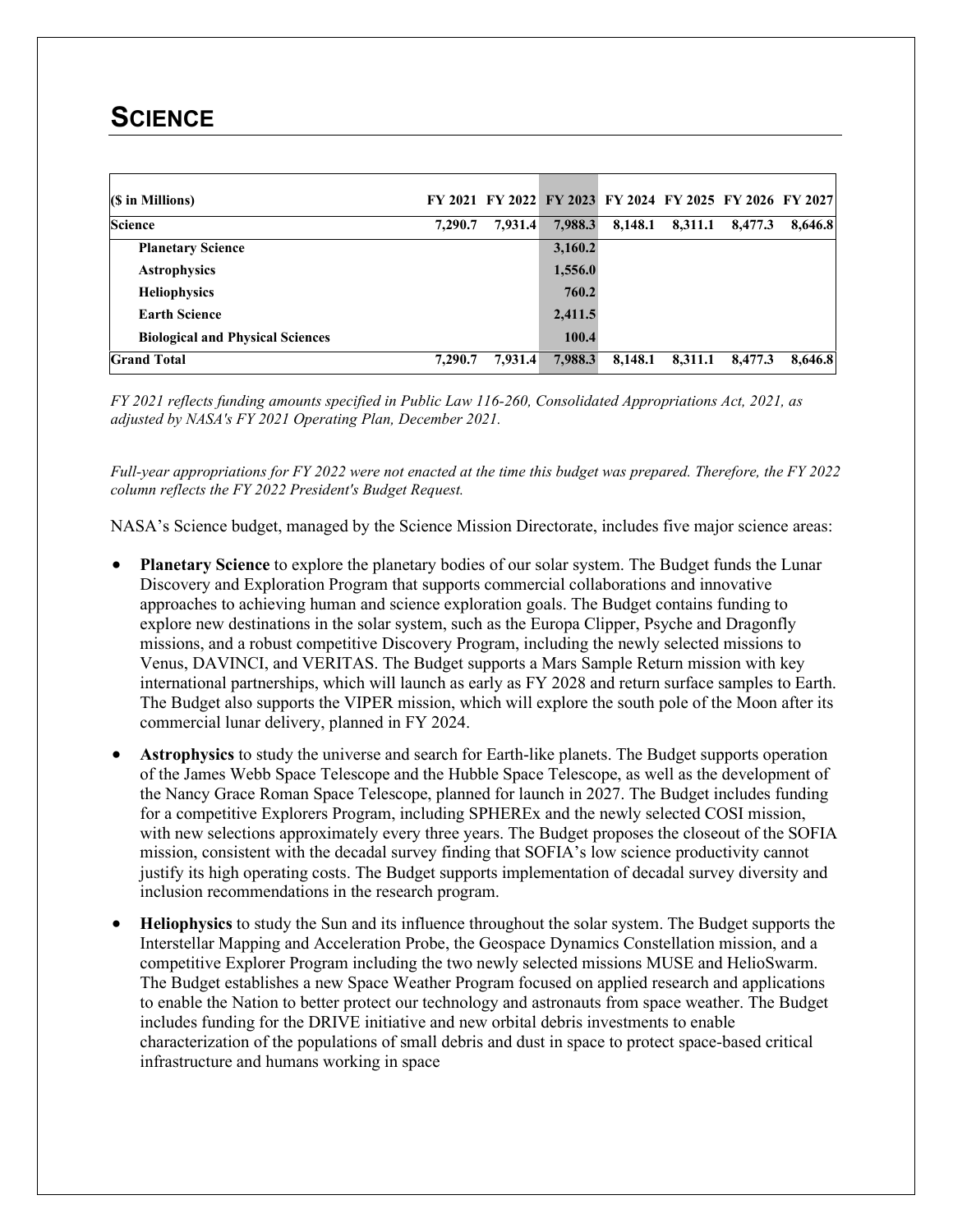# SCIENCE

| ($ in Millions) | FY 2021 | FY 2022 | FY 2023 | FY 2024 | FY 2025 | FY 2026 | FY 2027 |
|---|---|---|---|---|---|---|---|
| **Science** | **7,290.7** | **7,931.4** | **7,988.3** | **8,148.1** | **8,311.1** | **8,477.3** | **8,646.8** |
| **Planetary Science** | | | **3,160.2** | | | | |
| **Astrophysics** | | | **1,556.0** | | | | |
| **Heliophysics** | | | **760.2** | | | | |
| **Earth Science** | | | **2,411.5** | | | | |
| **Biological and Physical Sciences** | | | **100.4** | | | | |
| **Grand Total** | **7,290.7** | **7,931.4** | **7,988.3** | **8,148.1** | **8,311.1** | **8,477.3** | **8,646.8** |

*FY 2021 reflects funding amounts specified in Public Law 116-260, Consolidated Appropriations Act, 2021, as adjusted by NASA's FY 2021 Operating Plan, December 2021.*

*Full-year appropriations for FY 2022 were not enacted at the time this budget was prepared. Therefore, the FY 2022 column reflects the FY 2022 President's Budget Request.*

NASA's Science budget, managed by the Science Mission Directorate, includes five major science areas:

- **Planetary Science** to explore the planetary bodies of our solar system. The Budget funds the Lunar Discovery and Exploration Program that supports commercial collaborations and innovative approaches to achieving human and science exploration goals. The Budget contains funding to explore new destinations in the solar system, such as the Europa Clipper, Psyche and Dragonfly missions, and a robust competitive Discovery Program, including the newly selected missions to Venus, DAVINCI, and VERITAS. The Budget supports a Mars Sample Return mission with key international partnerships, which will launch as early as FY 2028 and return surface samples to Earth. The Budget also supports the VIPER mission, which will explore the south pole of the Moon after its commercial lunar delivery, planned in FY 2024.
- **Astrophysics** to study the universe and search for Earth-like planets. The Budget supports operation of the James Webb Space Telescope and the Hubble Space Telescope, as well as the development of the Nancy Grace Roman Space Telescope, planned for launch in 2027. The Budget includes funding for a competitive Explorers Program, including SPHEREx and the newly selected COSI mission, with new selections approximately every three years. The Budget proposes the closeout of the SOFIA mission, consistent with the decadal survey finding that SOFIA's low science productivity cannot justify its high operating costs. The Budget supports implementation of decadal survey diversity and inclusion recommendations in the research program.
- **Heliophysics** to study the Sun and its influence throughout the solar system. The Budget supports the Interstellar Mapping and Acceleration Probe, the Geospace Dynamics Constellation mission, and a competitive Explorer Program including the two newly selected missions MUSE and HelioSwarm. The Budget establishes a new Space Weather Program focused on applied research and applications to enable the Nation to better protect our technology and astronauts from space weather. The Budget includes funding for the DRIVE initiative and new orbital debris investments to enable characterization of the populations of small debris and dust in space to protect space-based critical infrastructure and humans working in space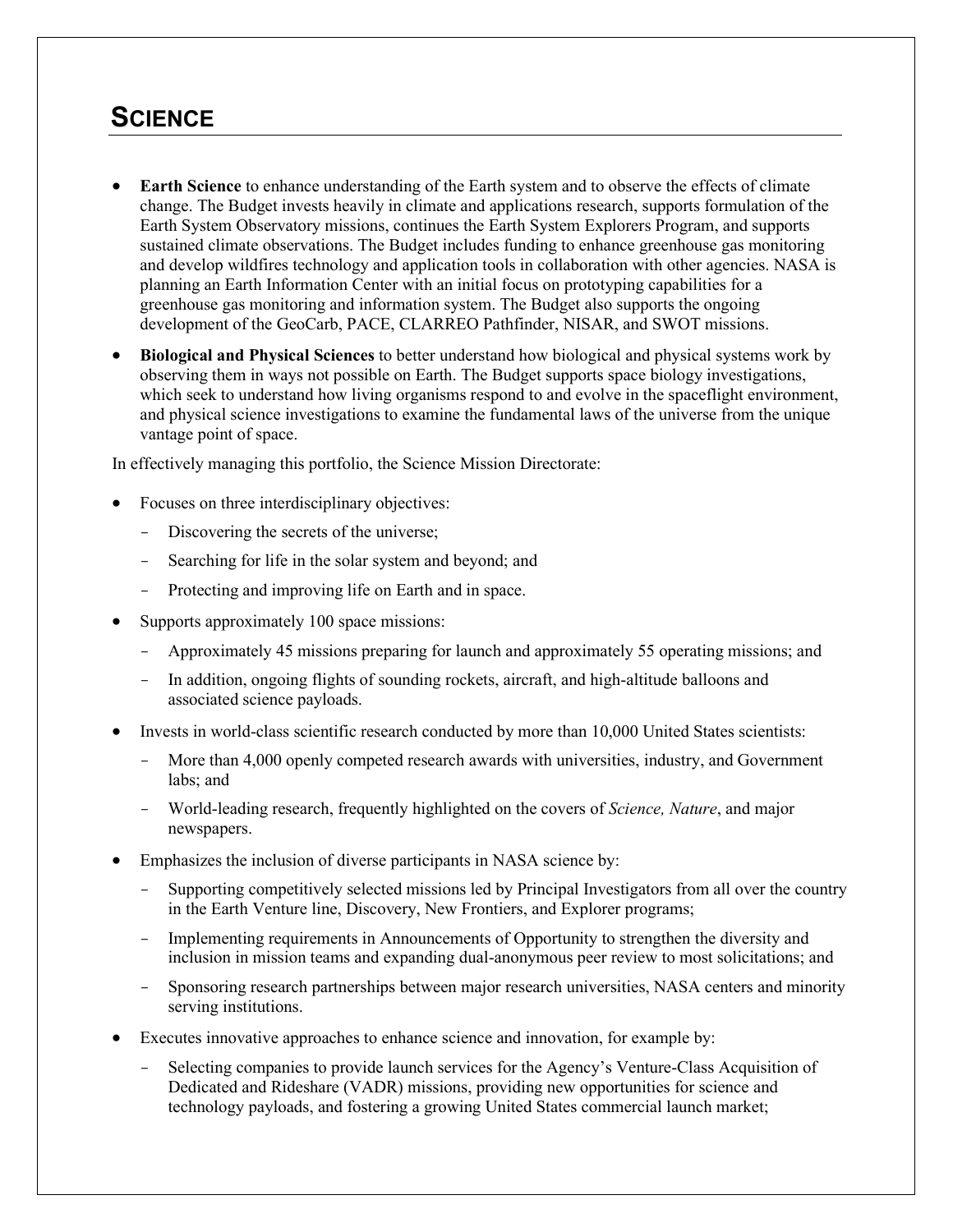# SCIENCE

- **Earth Science** to enhance understanding of the Earth system and to observe the effects of climate change. The Budget invests heavily in climate and applications research, supports formulation of the Earth System Observatory missions, continues the Earth System Explorers Program, and supports sustained climate observations. The Budget includes funding to enhance greenhouse gas monitoring and develop wildfires technology and application tools in collaboration with other agencies. NASA is planning an Earth Information Center with an initial focus on prototyping capabilities for a greenhouse gas monitoring and information system. The Budget also supports the ongoing development of the GeoCarb, PACE, CLARREO Pathfinder, NISAR, and SWOT missions.
- **Biological and Physical Sciences** to better understand how biological and physical systems work by observing them in ways not possible on Earth. The Budget supports space biology investigations, which seek to understand how living organisms respond to and evolve in the spaceflight environment, and physical science investigations to examine the fundamental laws of the universe from the unique vantage point of space.

In effectively managing this portfolio, the Science Mission Directorate:

- Focuses on three interdisciplinary objectives:
  - Discovering the secrets of the universe;
  - Searching for life in the solar system and beyond; and
  - Protecting and improving life on Earth and in space.
- Supports approximately 100 space missions:
  - Approximately 45 missions preparing for launch and approximately 55 operating missions; and
  - In addition, ongoing flights of sounding rockets, aircraft, and high-altitude balloons and associated science payloads.
- Invests in world-class scientific research conducted by more than 10,000 United States scientists:
  - More than 4,000 openly competed research awards with universities, industry, and Government labs; and
  - World-leading research, frequently highlighted on the covers of *Science, Nature*, and major newspapers.
- Emphasizes the inclusion of diverse participants in NASA science by:
  - Supporting competitively selected missions led by Principal Investigators from all over the country in the Earth Venture line, Discovery, New Frontiers, and Explorer programs;
  - Implementing requirements in Announcements of Opportunity to strengthen the diversity and inclusion in mission teams and expanding dual-anonymous peer review to most solicitations; and
  - Sponsoring research partnerships between major research universities, NASA centers and minority serving institutions.
- Executes innovative approaches to enhance science and innovation, for example by:
  - Selecting companies to provide launch services for the Agency's Venture-Class Acquisition of Dedicated and Rideshare (VADR) missions, providing new opportunities for science and technology payloads, and fostering a growing United States commercial launch market;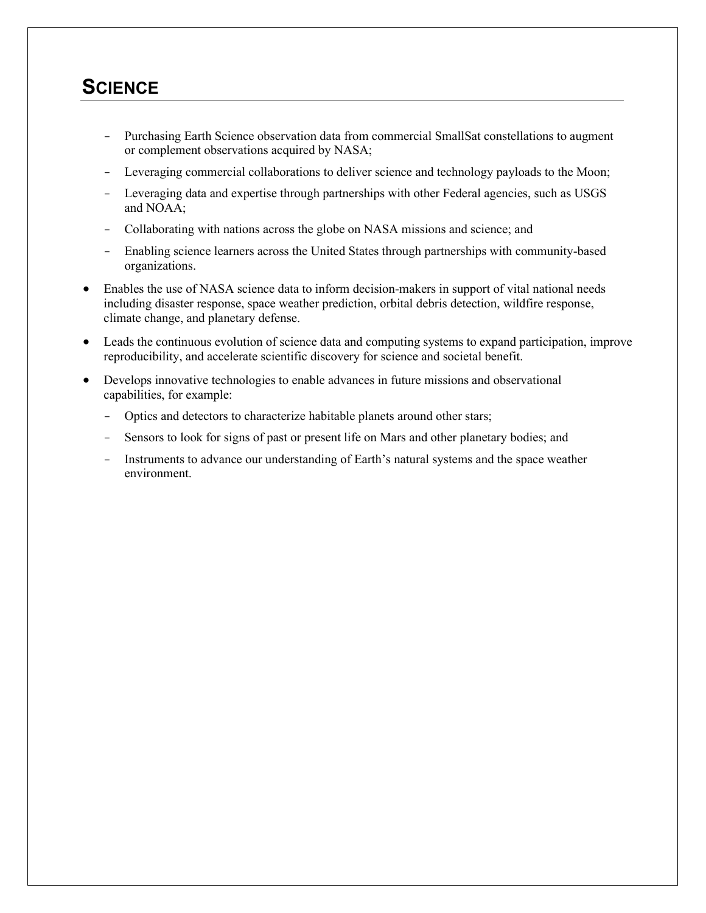# SCIENCE

- Purchasing Earth Science observation data from commercial SmallSat constellations to augment or complement observations acquired by NASA;
- Leveraging commercial collaborations to deliver science and technology payloads to the Moon;
- Leveraging data and expertise through partnerships with other Federal agencies, such as USGS and NOAA;
- Collaborating with nations across the globe on NASA missions and science; and
- Enabling science learners across the United States through partnerships with community-based organizations.

- Enables the use of NASA science data to inform decision-makers in support of vital national needs including disaster response, space weather prediction, orbital debris detection, wildfire response, climate change, and planetary defense.
- Leads the continuous evolution of science data and computing systems to expand participation, improve reproducibility, and accelerate scientific discovery for science and societal benefit.
- Develops innovative technologies to enable advances in future missions and observational capabilities, for example:
  - Optics and detectors to characterize habitable planets around other stars;
  - Sensors to look for signs of past or present life on Mars and other planetary bodies; and
  - Instruments to advance our understanding of Earth's natural systems and the space weather environment.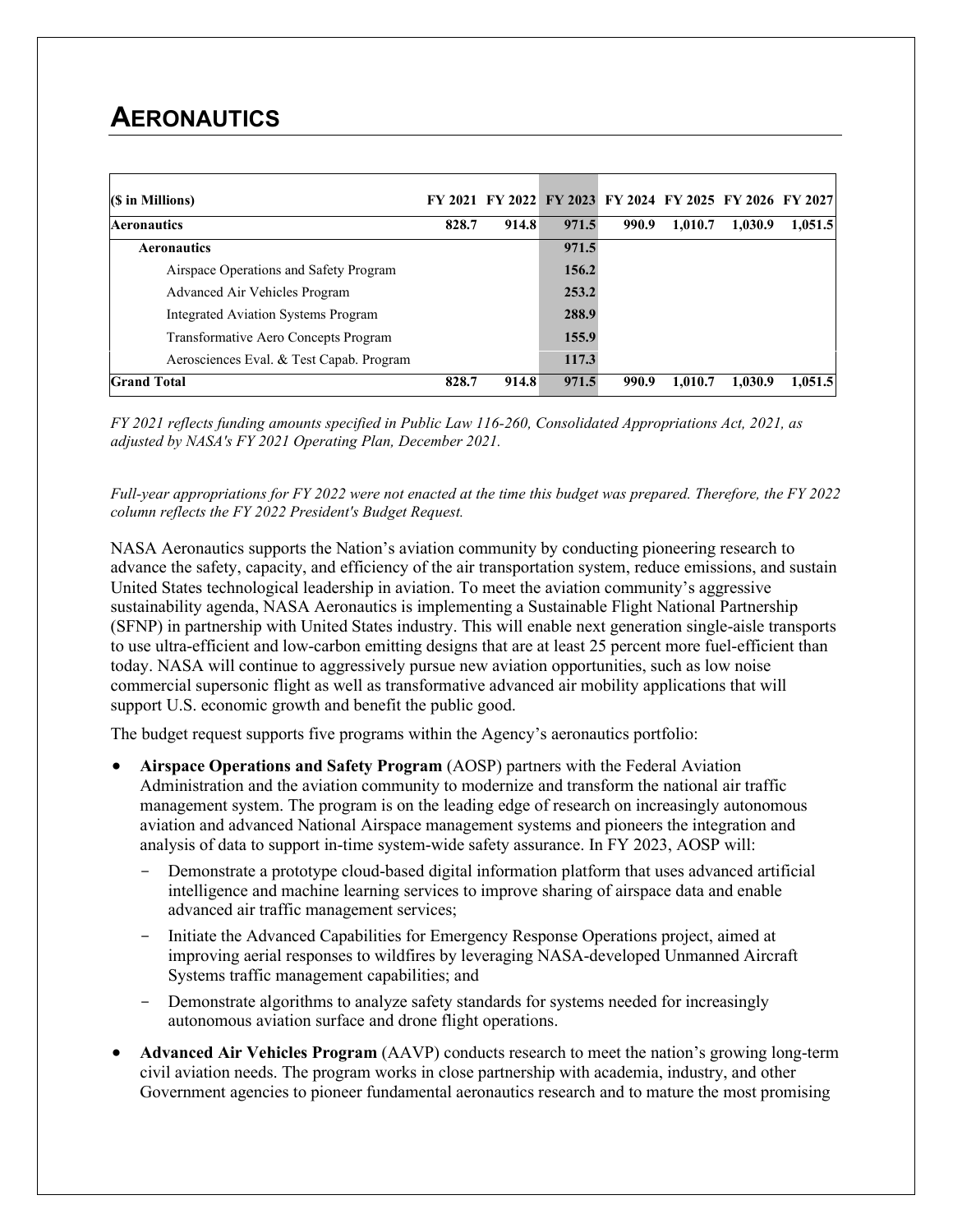# AERONAUTICS

| ($ in Millions) | FY 2021 | FY 2022 | FY 2023 | FY 2024 | FY 2025 | FY 2026 | FY 2027 |
|---|---|---|---|---|---|---|---|
| **Aeronautics** | **828.7** | **914.8** | **971.5** | **990.9** | **1,010.7** | **1,030.9** | **1,051.5** |
| **Aeronautics** | | | **971.5** | | | | |
| Airspace Operations and Safety Program | | | **156.2** | | | | |
| Advanced Air Vehicles Program | | | **253.2** | | | | |
| Integrated Aviation Systems Program | | | **288.9** | | | | |
| Transformative Aero Concepts Program | | | **155.9** | | | | |
| Aerosciences Eval. & Test Capab. Program | | | **117.3** | | | | |
| **Grand Total** | **828.7** | **914.8** | **971.5** | **990.9** | **1,010.7** | **1,030.9** | **1,051.5** |

*FY 2021 reflects funding amounts specified in Public Law 116-260, Consolidated Appropriations Act, 2021, as adjusted by NASA's FY 2021 Operating Plan, December 2021.*

*Full-year appropriations for FY 2022 were not enacted at the time this budget was prepared. Therefore, the FY 2022 column reflects the FY 2022 President's Budget Request.*

NASA Aeronautics supports the Nation's aviation community by conducting pioneering research to advance the safety, capacity, and efficiency of the air transportation system, reduce emissions, and sustain United States technological leadership in aviation. To meet the aviation community's aggressive sustainability agenda, NASA Aeronautics is implementing a Sustainable Flight National Partnership (SFNP) in partnership with United States industry. This will enable next generation single-aisle transports to use ultra-efficient and low-carbon emitting designs that are at least 25 percent more fuel-efficient than today. NASA will continue to aggressively pursue new aviation opportunities, such as low noise commercial supersonic flight as well as transformative advanced air mobility applications that will support U.S. economic growth and benefit the public good.

The budget request supports five programs within the Agency's aeronautics portfolio:

- **Airspace Operations and Safety Program** (AOSP) partners with the Federal Aviation Administration and the aviation community to modernize and transform the national air traffic management system. The program is on the leading edge of research on increasingly autonomous aviation and advanced National Airspace management systems and pioneers the integration and analysis of data to support in-time system-wide safety assurance. In FY 2023, AOSP will:
  - Demonstrate a prototype cloud-based digital information platform that uses advanced artificial intelligence and machine learning services to improve sharing of airspace data and enable advanced air traffic management services;
  - Initiate the Advanced Capabilities for Emergency Response Operations project, aimed at improving aerial responses to wildfires by leveraging NASA-developed Unmanned Aircraft Systems traffic management capabilities; and
  - Demonstrate algorithms to analyze safety standards for systems needed for increasingly autonomous aviation surface and drone flight operations.
- **Advanced Air Vehicles Program** (AAVP) conducts research to meet the nation's growing long-term civil aviation needs. The program works in close partnership with academia, industry, and other Government agencies to pioneer fundamental aeronautics research and to mature the most promising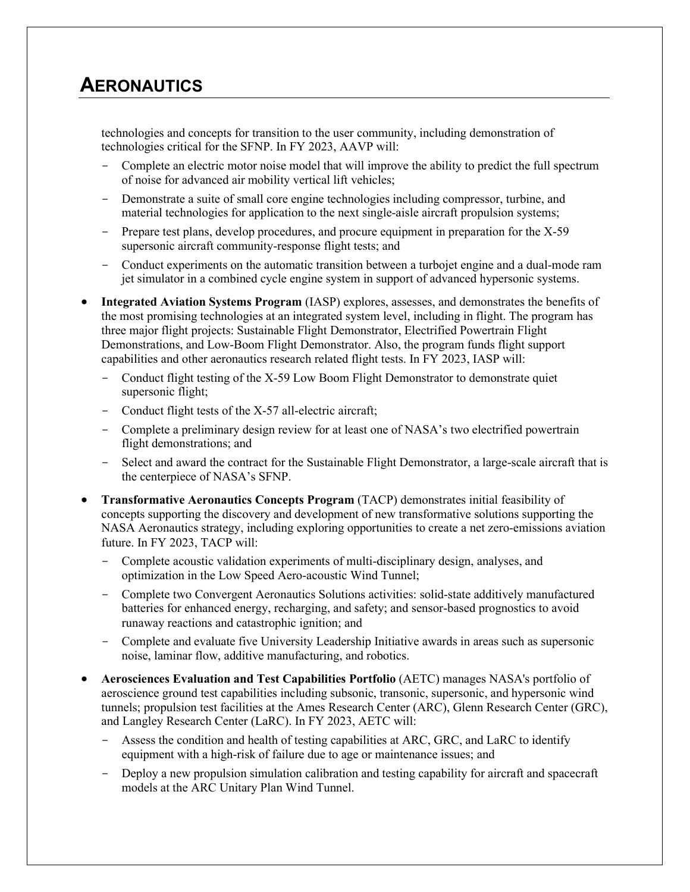# AERONAUTICS

technologies and concepts for transition to the user community, including demonstration of technologies critical for the SFNP. In FY 2023, AAVP will:

- Complete an electric motor noise model that will improve the ability to predict the full spectrum of noise for advanced air mobility vertical lift vehicles;
- Demonstrate a suite of small core engine technologies including compressor, turbine, and material technologies for application to the next single-aisle aircraft propulsion systems;
- Prepare test plans, develop procedures, and procure equipment in preparation for the X-59 supersonic aircraft community-response flight tests; and
- Conduct experiments on the automatic transition between a turbojet engine and a dual-mode ram jet simulator in a combined cycle engine system in support of advanced hypersonic systems.

- **Integrated Aviation Systems Program** (IASP) explores, assesses, and demonstrates the benefits of the most promising technologies at an integrated system level, including in flight. The program has three major flight projects: Sustainable Flight Demonstrator, Electrified Powertrain Flight Demonstrations, and Low-Boom Flight Demonstrator. Also, the program funds flight support capabilities and other aeronautics research related flight tests. In FY 2023, IASP will:
  - Conduct flight testing of the X-59 Low Boom Flight Demonstrator to demonstrate quiet supersonic flight;
  - Conduct flight tests of the X-57 all-electric aircraft;
  - Complete a preliminary design review for at least one of NASA's two electrified powertrain flight demonstrations; and
  - Select and award the contract for the Sustainable Flight Demonstrator, a large-scale aircraft that is the centerpiece of NASA's SFNP.
- **Transformative Aeronautics Concepts Program** (TACP) demonstrates initial feasibility of concepts supporting the discovery and development of new transformative solutions supporting the NASA Aeronautics strategy, including exploring opportunities to create a net zero-emissions aviation future. In FY 2023, TACP will:
  - Complete acoustic validation experiments of multi-disciplinary design, analyses, and optimization in the Low Speed Aero-acoustic Wind Tunnel;
  - Complete two Convergent Aeronautics Solutions activities: solid-state additively manufactured batteries for enhanced energy, recharging, and safety; and sensor-based prognostics to avoid runaway reactions and catastrophic ignition; and
  - Complete and evaluate five University Leadership Initiative awards in areas such as supersonic noise, laminar flow, additive manufacturing, and robotics.
- **Aerosciences Evaluation and Test Capabilities Portfolio** (AETC) manages NASA's portfolio of aeroscience ground test capabilities including subsonic, transonic, supersonic, and hypersonic wind tunnels; propulsion test facilities at the Ames Research Center (ARC), Glenn Research Center (GRC), and Langley Research Center (LaRC). In FY 2023, AETC will:
  - Assess the condition and health of testing capabilities at ARC, GRC, and LaRC to identify equipment with a high-risk of failure due to age or maintenance issues; and
  - Deploy a new propulsion simulation calibration and testing capability for aircraft and spacecraft models at the ARC Unitary Plan Wind Tunnel.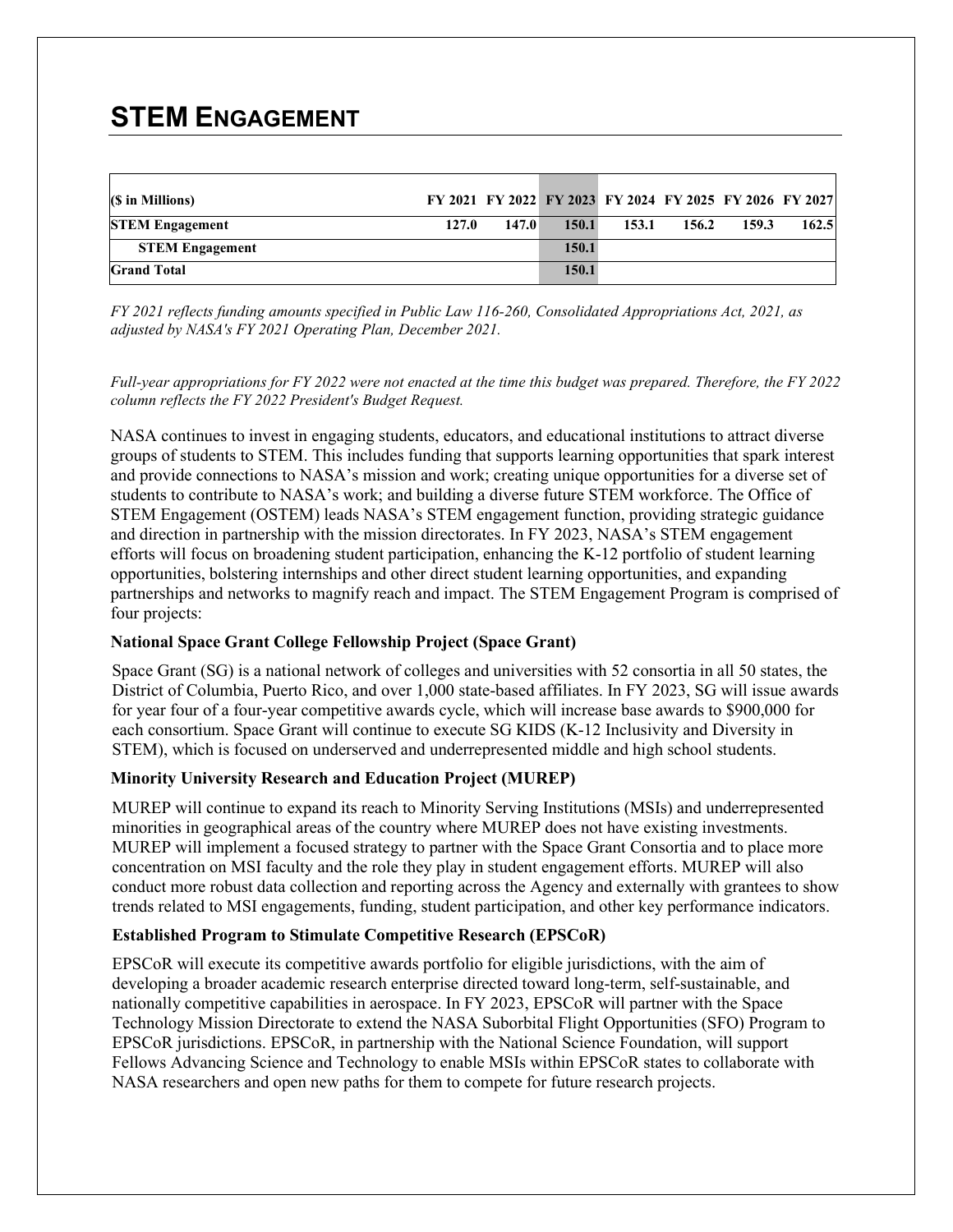# STEM ENGAGEMENT

| ($ in Millions) | FY 2021 | FY 2022 | FY 2023 | FY 2024 | FY 2025 | FY 2026 | FY 2027 |
|---|---|---|---|---|---|---|---|
| **STEM Engagement** | **127.0** | **147.0** | **150.1** | **153.1** | **156.2** | **159.3** | **162.5** |
| **STEM Engagement** | | | **150.1** | | | | |
| **Grand Total** | | | **150.1** | | | | |

*FY 2021 reflects funding amounts specified in Public Law 116-260, Consolidated Appropriations Act, 2021, as adjusted by NASA's FY 2021 Operating Plan, December 2021.*

*Full-year appropriations for FY 2022 were not enacted at the time this budget was prepared. Therefore, the FY 2022 column reflects the FY 2022 President's Budget Request.*

NASA continues to invest in engaging students, educators, and educational institutions to attract diverse groups of students to STEM. This includes funding that supports learning opportunities that spark interest and provide connections to NASA's mission and work; creating unique opportunities for a diverse set of students to contribute to NASA's work; and building a diverse future STEM workforce. The Office of STEM Engagement (OSTEM) leads NASA's STEM engagement function, providing strategic guidance and direction in partnership with the mission directorates. In FY 2023, NASA's STEM engagement efforts will focus on broadening student participation, enhancing the K-12 portfolio of student learning opportunities, bolstering internships and other direct student learning opportunities, and expanding partnerships and networks to magnify reach and impact. The STEM Engagement Program is comprised of four projects:

**National Space Grant College Fellowship Project (Space Grant)**

Space Grant (SG) is a national network of colleges and universities with 52 consortia in all 50 states, the District of Columbia, Puerto Rico, and over 1,000 state-based affiliates. In FY 2023, SG will issue awards for year four of a four-year competitive awards cycle, which will increase base awards to $900,000 for each consortium. Space Grant will continue to execute SG KIDS (K-12 Inclusivity and Diversity in STEM), which is focused on underserved and underrepresented middle and high school students.

**Minority University Research and Education Project (MUREP)**

MUREP will continue to expand its reach to Minority Serving Institutions (MSIs) and underrepresented minorities in geographical areas of the country where MUREP does not have existing investments. MUREP will implement a focused strategy to partner with the Space Grant Consortia and to place more concentration on MSI faculty and the role they play in student engagement efforts. MUREP will also conduct more robust data collection and reporting across the Agency and externally with grantees to show trends related to MSI engagements, funding, student participation, and other key performance indicators.

**Established Program to Stimulate Competitive Research (EPSCoR)**

EPSCoR will execute its competitive awards portfolio for eligible jurisdictions, with the aim of developing a broader academic research enterprise directed toward long-term, self-sustainable, and nationally competitive capabilities in aerospace. In FY 2023, EPSCoR will partner with the Space Technology Mission Directorate to extend the NASA Suborbital Flight Opportunities (SFO) Program to EPSCoR jurisdictions. EPSCoR, in partnership with the National Science Foundation, will support Fellows Advancing Science and Technology to enable MSIs within EPSCoR states to collaborate with NASA researchers and open new paths for them to compete for future research projects.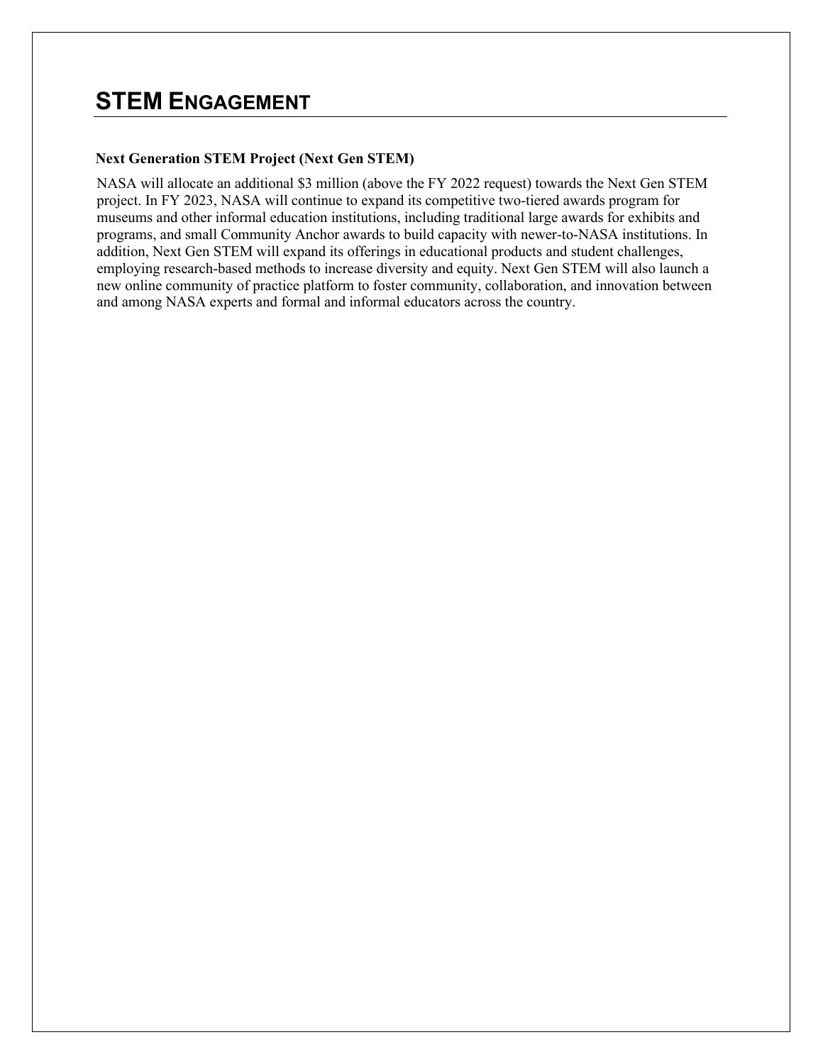# STEM ENGAGEMENT

**Next Generation STEM Project (Next Gen STEM)**

NASA will allocate an additional $3 million (above the FY 2022 request) towards the Next Gen STEM project. In FY 2023, NASA will continue to expand its competitive two-tiered awards program for museums and other informal education institutions, including traditional large awards for exhibits and programs, and small Community Anchor awards to build capacity with newer-to-NASA institutions. In addition, Next Gen STEM will expand its offerings in educational products and student challenges, employing research-based methods to increase diversity and equity. Next Gen STEM will also launch a new online community of practice platform to foster community, collaboration, and innovation between and among NASA experts and formal and informal educators across the country.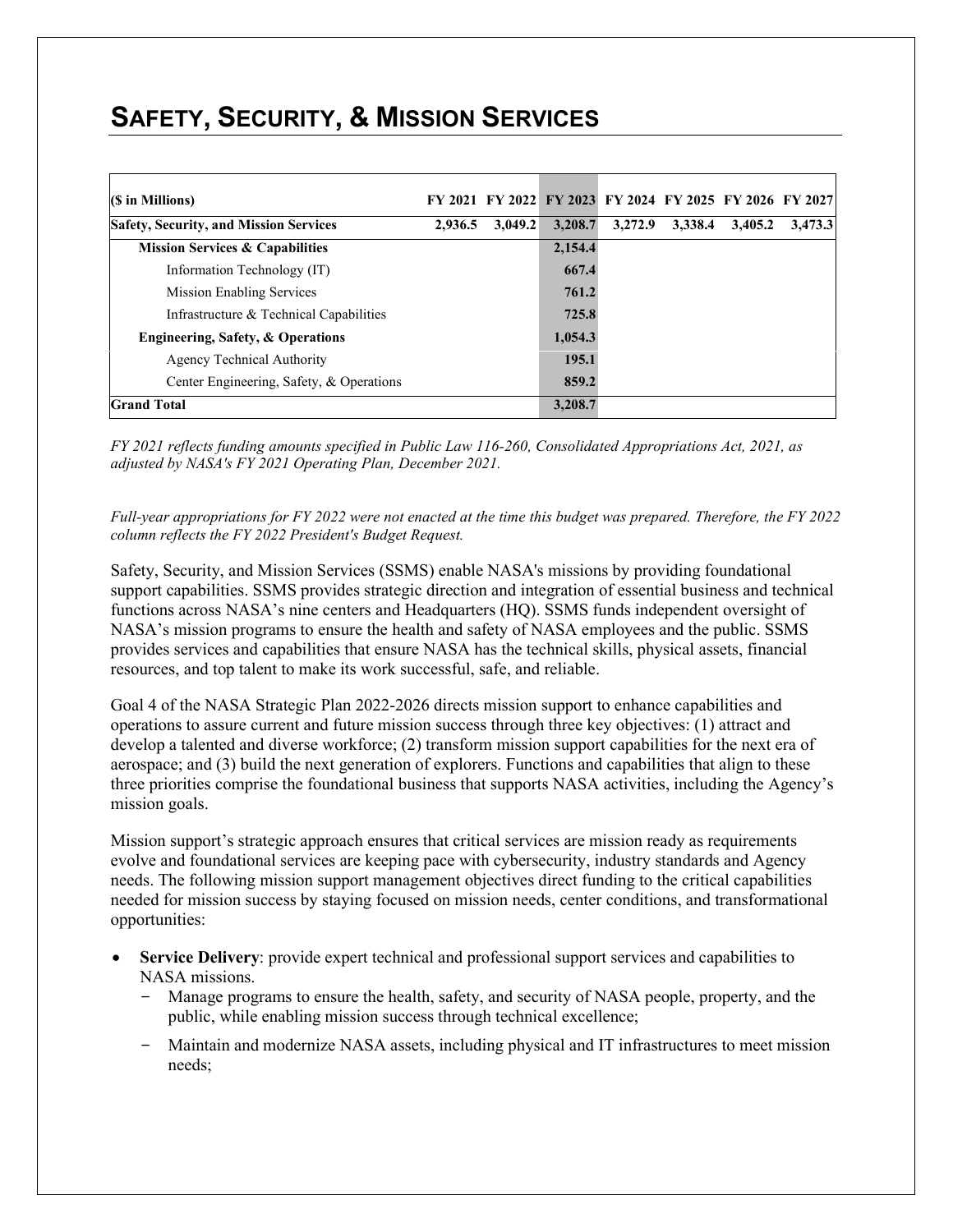# SAFETY, SECURITY, & MISSION SERVICES

| ($ in Millions) | FY 2021 | FY 2022 | FY 2023 | FY 2024 | FY 2025 | FY 2026 | FY 2027 |
|---|---|---|---|---|---|---|---|
| **Safety, Security, and Mission Services** | **2,936.5** | **3,049.2** | **3,208.7** | **3,272.9** | **3,338.4** | **3,405.2** | **3,473.3** |
| **Mission Services & Capabilities** | | | **2,154.4** | | | | |
| Information Technology (IT) | | | **667.4** | | | | |
| Mission Enabling Services | | | **761.2** | | | | |
| Infrastructure & Technical Capabilities | | | **725.8** | | | | |
| **Engineering, Safety, & Operations** | | | **1,054.3** | | | | |
| Agency Technical Authority | | | **195.1** | | | | |
| Center Engineering, Safety, & Operations | | | **859.2** | | | | |
| **Grand Total** | | | **3,208.7** | | | | |

*FY 2021 reflects funding amounts specified in Public Law 116-260, Consolidated Appropriations Act, 2021, as adjusted by NASA's FY 2021 Operating Plan, December 2021.*

*Full-year appropriations for FY 2022 were not enacted at the time this budget was prepared. Therefore, the FY 2022 column reflects the FY 2022 President's Budget Request.*

Safety, Security, and Mission Services (SSMS) enable NASA's missions by providing foundational support capabilities. SSMS provides strategic direction and integration of essential business and technical functions across NASA's nine centers and Headquarters (HQ). SSMS funds independent oversight of NASA's mission programs to ensure the health and safety of NASA employees and the public. SSMS provides services and capabilities that ensure NASA has the technical skills, physical assets, financial resources, and top talent to make its work successful, safe, and reliable.

Goal 4 of the NASA Strategic Plan 2022-2026 directs mission support to enhance capabilities and operations to assure current and future mission success through three key objectives: (1) attract and develop a talented and diverse workforce; (2) transform mission support capabilities for the next era of aerospace; and (3) build the next generation of explorers. Functions and capabilities that align to these three priorities comprise the foundational business that supports NASA activities, including the Agency's mission goals.

Mission support's strategic approach ensures that critical services are mission ready as requirements evolve and foundational services are keeping pace with cybersecurity, industry standards and Agency needs. The following mission support management objectives direct funding to the critical capabilities needed for mission success by staying focused on mission needs, center conditions, and transformational opportunities:

- **Service Delivery**: provide expert technical and professional support services and capabilities to NASA missions.
  - Manage programs to ensure the health, safety, and security of NASA people, property, and the public, while enabling mission success through technical excellence;
  - Maintain and modernize NASA assets, including physical and IT infrastructures to meet mission needs;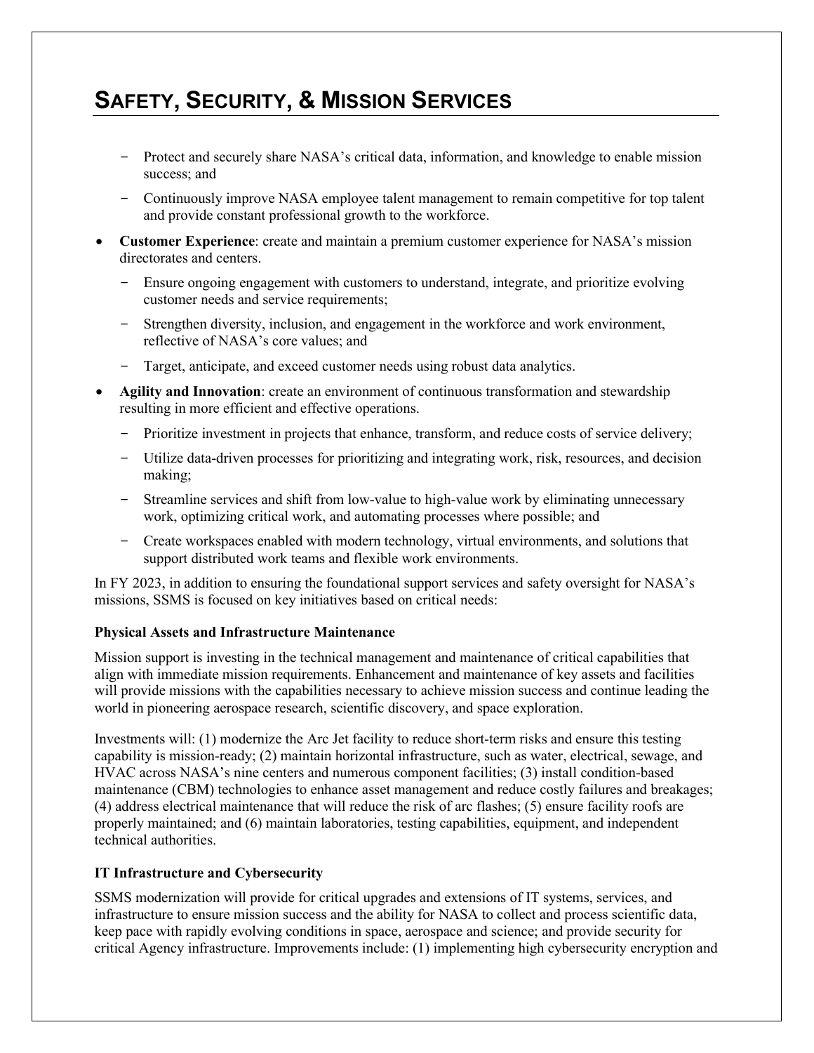# SAFETY, SECURITY, & MISSION SERVICES

  - Protect and securely share NASA's critical data, information, and knowledge to enable mission success; and
  - Continuously improve NASA employee talent management to remain competitive for top talent and provide constant professional growth to the workforce.

- **Customer Experience**: create and maintain a premium customer experience for NASA's mission directorates and centers.
  - Ensure ongoing engagement with customers to understand, integrate, and prioritize evolving customer needs and service requirements;
  - Strengthen diversity, inclusion, and engagement in the workforce and work environment, reflective of NASA's core values; and
  - Target, anticipate, and exceed customer needs using robust data analytics.
- **Agility and Innovation**: create an environment of continuous transformation and stewardship resulting in more efficient and effective operations.
  - Prioritize investment in projects that enhance, transform, and reduce costs of service delivery;
  - Utilize data-driven processes for prioritizing and integrating work, risk, resources, and decision making;
  - Streamline services and shift from low-value to high-value work by eliminating unnecessary work, optimizing critical work, and automating processes where possible; and
  - Create workspaces enabled with modern technology, virtual environments, and solutions that support distributed work teams and flexible work environments.

In FY 2023, in addition to ensuring the foundational support services and safety oversight for NASA's missions, SSMS is focused on key initiatives based on critical needs:

**Physical Assets and Infrastructure Maintenance**

Mission support is investing in the technical management and maintenance of critical capabilities that align with immediate mission requirements. Enhancement and maintenance of key assets and facilities will provide missions with the capabilities necessary to achieve mission success and continue leading the world in pioneering aerospace research, scientific discovery, and space exploration.

Investments will: (1) modernize the Arc Jet facility to reduce short-term risks and ensure this testing capability is mission-ready; (2) maintain horizontal infrastructure, such as water, electrical, sewage, and HVAC across NASA's nine centers and numerous component facilities; (3) install condition-based maintenance (CBM) technologies to enhance asset management and reduce costly failures and breakages; (4) address electrical maintenance that will reduce the risk of arc flashes; (5) ensure facility roofs are properly maintained; and (6) maintain laboratories, testing capabilities, equipment, and independent technical authorities.

**IT Infrastructure and Cybersecurity**

SSMS modernization will provide for critical upgrades and extensions of IT systems, services, and infrastructure to ensure mission success and the ability for NASA to collect and process scientific data, keep pace with rapidly evolving conditions in space, aerospace and science; and provide security for critical Agency infrastructure. Improvements include: (1) implementing high cybersecurity encryption and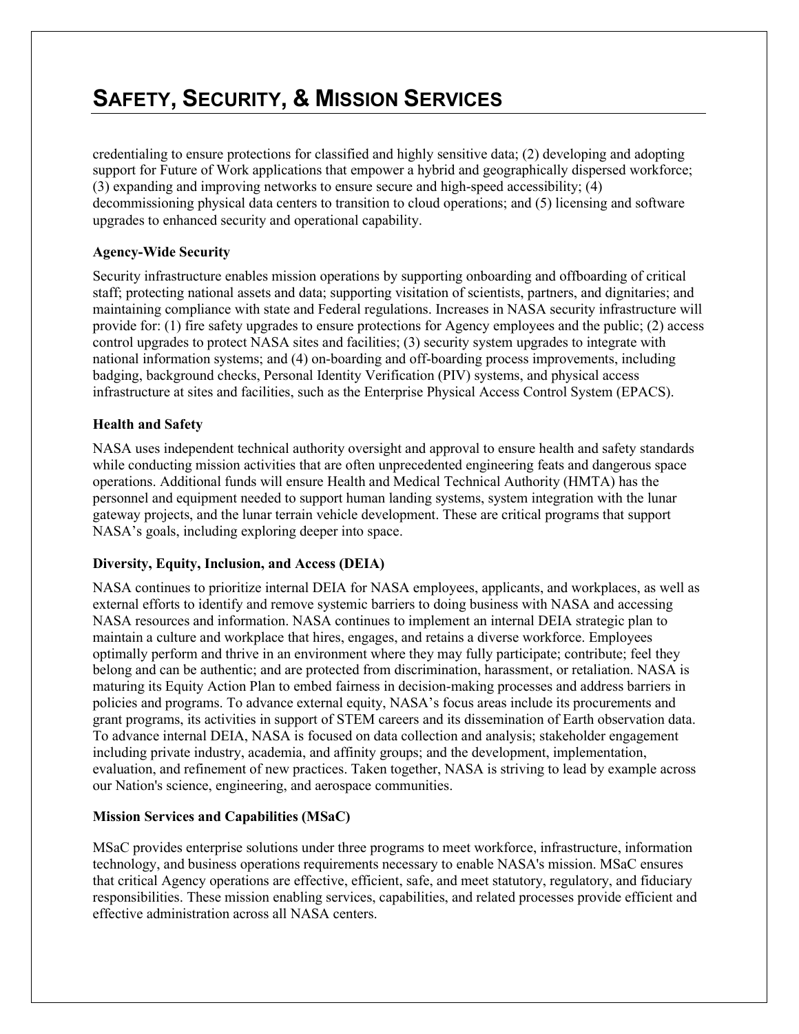credentialing to ensure protections for classified and highly sensitive data; (2) developing and adopting support for Future of Work applications that empower a hybrid and geographically dispersed workforce; (3) expanding and improving networks to ensure secure and high-speed accessibility; (4) decommissioning physical data centers to transition to cloud operations; and (5) licensing and software upgrades to enhanced security and operational capability.

**Agency-Wide Security**

Security infrastructure enables mission operations by supporting onboarding and offboarding of critical staff; protecting national assets and data; supporting visitation of scientists, partners, and dignitaries; and maintaining compliance with state and Federal regulations. Increases in NASA security infrastructure will provide for: (1) fire safety upgrades to ensure protections for Agency employees and the public; (2) access control upgrades to protect NASA sites and facilities; (3) security system upgrades to integrate with national information systems; and (4) on-boarding and off-boarding process improvements, including badging, background checks, Personal Identity Verification (PIV) systems, and physical access infrastructure at sites and facilities, such as the Enterprise Physical Access Control System (EPACS).

**Health and Safety**

NASA uses independent technical authority oversight and approval to ensure health and safety standards while conducting mission activities that are often unprecedented engineering feats and dangerous space operations. Additional funds will ensure Health and Medical Technical Authority (HMTA) has the personnel and equipment needed to support human landing systems, system integration with the lunar gateway projects, and the lunar terrain vehicle development. These are critical programs that support NASA's goals, including exploring deeper into space.

**Diversity, Equity, Inclusion, and Access (DEIA)**

NASA continues to prioritize internal DEIA for NASA employees, applicants, and workplaces, as well as external efforts to identify and remove systemic barriers to doing business with NASA and accessing NASA resources and information. NASA continues to implement an internal DEIA strategic plan to maintain a culture and workplace that hires, engages, and retains a diverse workforce. Employees optimally perform and thrive in an environment where they may fully participate; contribute; feel they belong and can be authentic; and are protected from discrimination, harassment, or retaliation. NASA is maturing its Equity Action Plan to embed fairness in decision-making processes and address barriers in policies and programs. To advance external equity, NASA's focus areas include its procurements and grant programs, its activities in support of STEM careers and its dissemination of Earth observation data. To advance internal DEIA, NASA is focused on data collection and analysis; stakeholder engagement including private industry, academia, and affinity groups; and the development, implementation, evaluation, and refinement of new practices. Taken together, NASA is striving to lead by example across our Nation's science, engineering, and aerospace communities.

**Mission Services and Capabilities (MSaC)**

MSaC provides enterprise solutions under three programs to meet workforce, infrastructure, information technology, and business operations requirements necessary to enable NASA's mission. MSaC ensures that critical Agency operations are effective, efficient, safe, and meet statutory, regulatory, and fiduciary responsibilities. These mission enabling services, capabilities, and related processes provide efficient and effective administration across all NASA centers.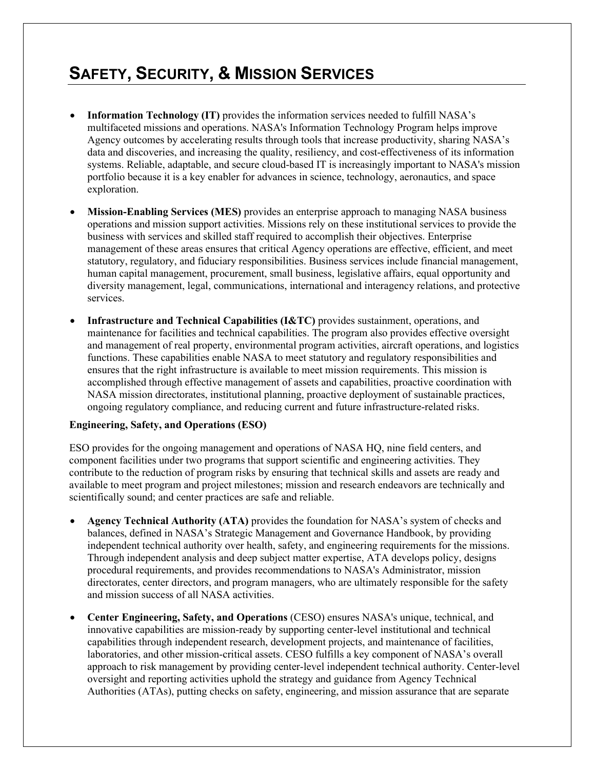# Safety, Security, & Mission Services

- **Information Technology (IT)** provides the information services needed to fulfill NASA's multifaceted missions and operations. NASA's Information Technology Program helps improve Agency outcomes by accelerating results through tools that increase productivity, sharing NASA's data and discoveries, and increasing the quality, resiliency, and cost-effectiveness of its information systems. Reliable, adaptable, and secure cloud-based IT is increasingly important to NASA's mission portfolio because it is a key enabler for advances in science, technology, aeronautics, and space exploration.
- **Mission-Enabling Services (MES)** provides an enterprise approach to managing NASA business operations and mission support activities. Missions rely on these institutional services to provide the business with services and skilled staff required to accomplish their objectives. Enterprise management of these areas ensures that critical Agency operations are effective, efficient, and meet statutory, regulatory, and fiduciary responsibilities. Business services include financial management, human capital management, procurement, small business, legislative affairs, equal opportunity and diversity management, legal, communications, international and interagency relations, and protective services.
- **Infrastructure and Technical Capabilities (I&TC)** provides sustainment, operations, and maintenance for facilities and technical capabilities. The program also provides effective oversight and management of real property, environmental program activities, aircraft operations, and logistics functions. These capabilities enable NASA to meet statutory and regulatory responsibilities and ensures that the right infrastructure is available to meet mission requirements. This mission is accomplished through effective management of assets and capabilities, proactive coordination with NASA mission directorates, institutional planning, proactive deployment of sustainable practices, ongoing regulatory compliance, and reducing current and future infrastructure-related risks.

**Engineering, Safety, and Operations (ESO)**

ESO provides for the ongoing management and operations of NASA HQ, nine field centers, and component facilities under two programs that support scientific and engineering activities. They contribute to the reduction of program risks by ensuring that technical skills and assets are ready and available to meet program and project milestones; mission and research endeavors are technically and scientifically sound; and center practices are safe and reliable.

- **Agency Technical Authority (ATA)** provides the foundation for NASA's system of checks and balances, defined in NASA's Strategic Management and Governance Handbook, by providing independent technical authority over health, safety, and engineering requirements for the missions. Through independent analysis and deep subject matter expertise, ATA develops policy, designs procedural requirements, and provides recommendations to NASA's Administrator, mission directorates, center directors, and program managers, who are ultimately responsible for the safety and mission success of all NASA activities.
- **Center Engineering, Safety, and Operations** (CESO) ensures NASA's unique, technical, and innovative capabilities are mission-ready by supporting center-level institutional and technical capabilities through independent research, development projects, and maintenance of facilities, laboratories, and other mission-critical assets. CESO fulfills a key component of NASA's overall approach to risk management by providing center-level independent technical authority. Center-level oversight and reporting activities uphold the strategy and guidance from Agency Technical Authorities (ATAs), putting checks on safety, engineering, and mission assurance that are separate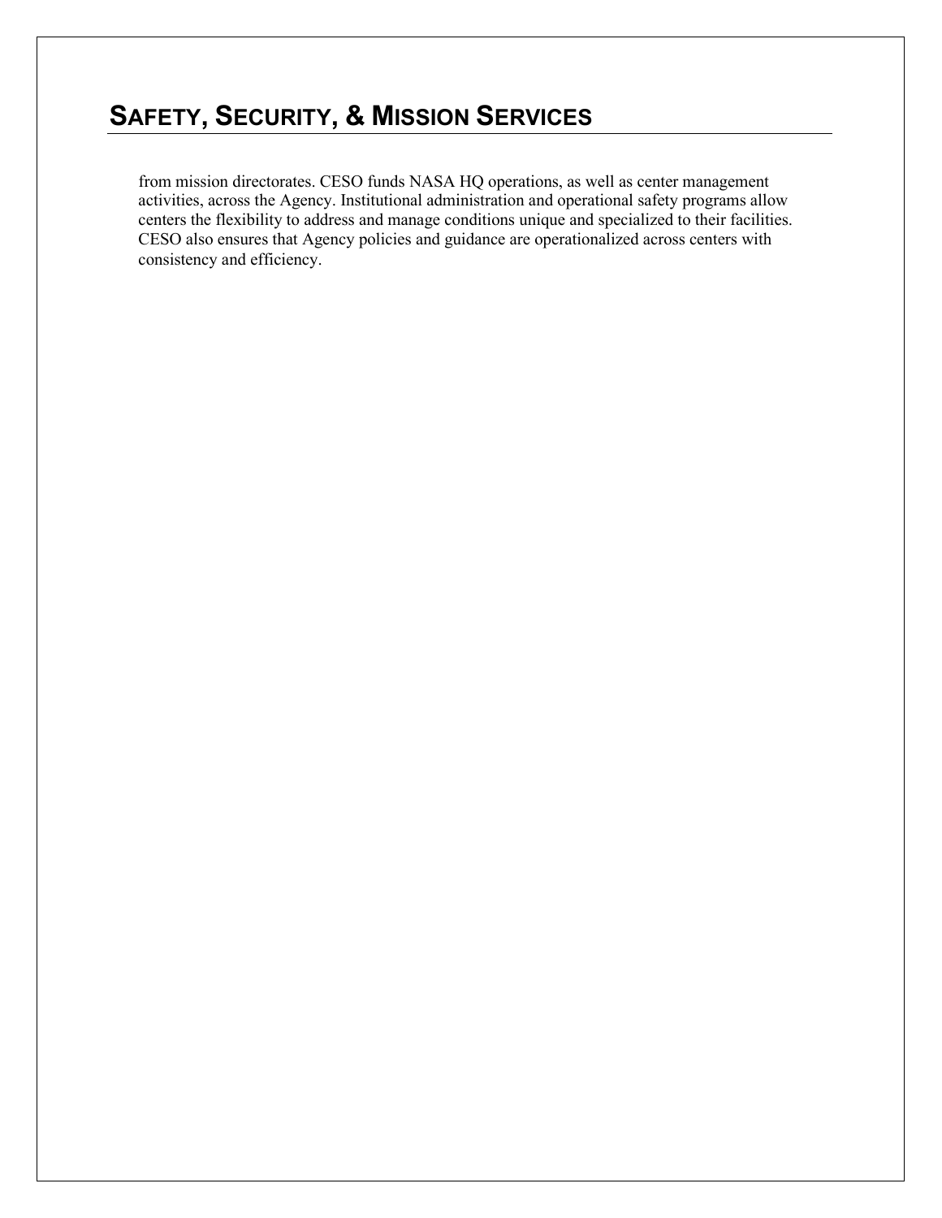from mission directorates. CESO funds NASA HQ operations, as well as center management activities, across the Agency. Institutional administration and operational safety programs allow centers the flexibility to address and manage conditions unique and specialized to their facilities. CESO also ensures that Agency policies and guidance are operationalized across centers with consistency and efficiency.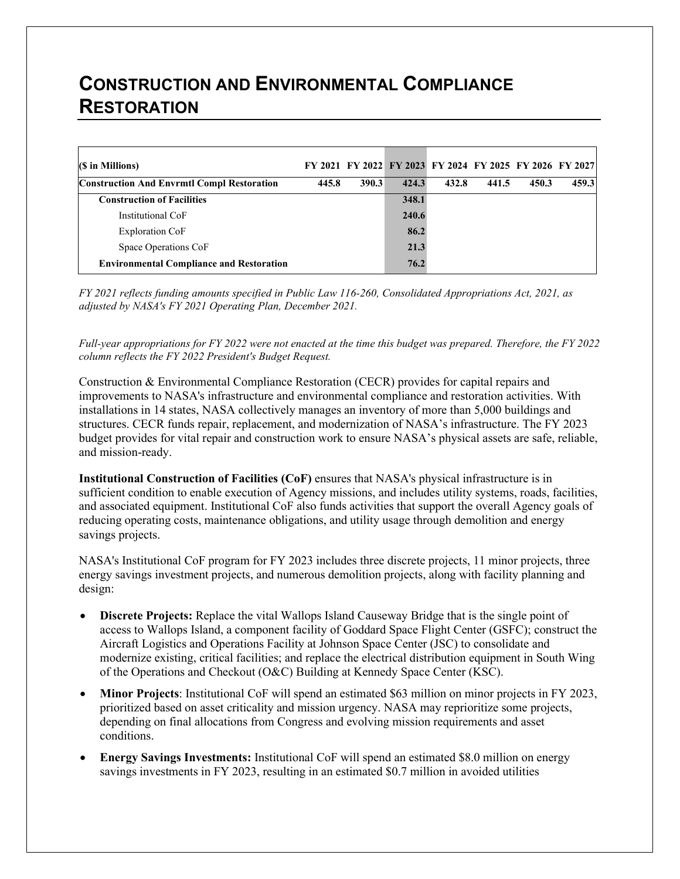# CONSTRUCTION AND ENVIRONMENTAL COMPLIANCE RESTORATION

| ($ in Millions) | FY 2021 | FY 2022 | FY 2023 | FY 2024 | FY 2025 | FY 2026 | FY 2027 |
|---|---|---|---|---|---|---|---|
| **Construction And Envrmtl Compl Restoration** | **445.8** | **390.3** | **424.3** | **432.8** | **441.5** | **450.3** | **459.3** |
| **Construction of Facilities** | | | **348.1** | | | | |
| Institutional CoF | | | **240.6** | | | | |
| Exploration CoF | | | **86.2** | | | | |
| Space Operations CoF | | | **21.3** | | | | |
| **Environmental Compliance and Restoration** | | | **76.2** | | | | |

*FY 2021 reflects funding amounts specified in Public Law 116-260, Consolidated Appropriations Act, 2021, as adjusted by NASA's FY 2021 Operating Plan, December 2021.*

*Full-year appropriations for FY 2022 were not enacted at the time this budget was prepared. Therefore, the FY 2022 column reflects the FY 2022 President's Budget Request.*

Construction & Environmental Compliance Restoration (CECR) provides for capital repairs and improvements to NASA's infrastructure and environmental compliance and restoration activities. With installations in 14 states, NASA collectively manages an inventory of more than 5,000 buildings and structures. CECR funds repair, replacement, and modernization of NASA's infrastructure. The FY 2023 budget provides for vital repair and construction work to ensure NASA's physical assets are safe, reliable, and mission-ready.

**Institutional Construction of Facilities (CoF)** ensures that NASA's physical infrastructure is in sufficient condition to enable execution of Agency missions, and includes utility systems, roads, facilities, and associated equipment. Institutional CoF also funds activities that support the overall Agency goals of reducing operating costs, maintenance obligations, and utility usage through demolition and energy savings projects.

NASA's Institutional CoF program for FY 2023 includes three discrete projects, 11 minor projects, three energy savings investment projects, and numerous demolition projects, along with facility planning and design:

- **Discrete Projects:** Replace the vital Wallops Island Causeway Bridge that is the single point of access to Wallops Island, a component facility of Goddard Space Flight Center (GSFC); construct the Aircraft Logistics and Operations Facility at Johnson Space Center (JSC) to consolidate and modernize existing, critical facilities; and replace the electrical distribution equipment in South Wing of the Operations and Checkout (O&C) Building at Kennedy Space Center (KSC).
- **Minor Projects**: Institutional CoF will spend an estimated $63 million on minor projects in FY 2023, prioritized based on asset criticality and mission urgency. NASA may reprioritize some projects, depending on final allocations from Congress and evolving mission requirements and asset conditions.
- **Energy Savings Investments:** Institutional CoF will spend an estimated $8.0 million on energy savings investments in FY 2023, resulting in an estimated $0.7 million in avoided utilities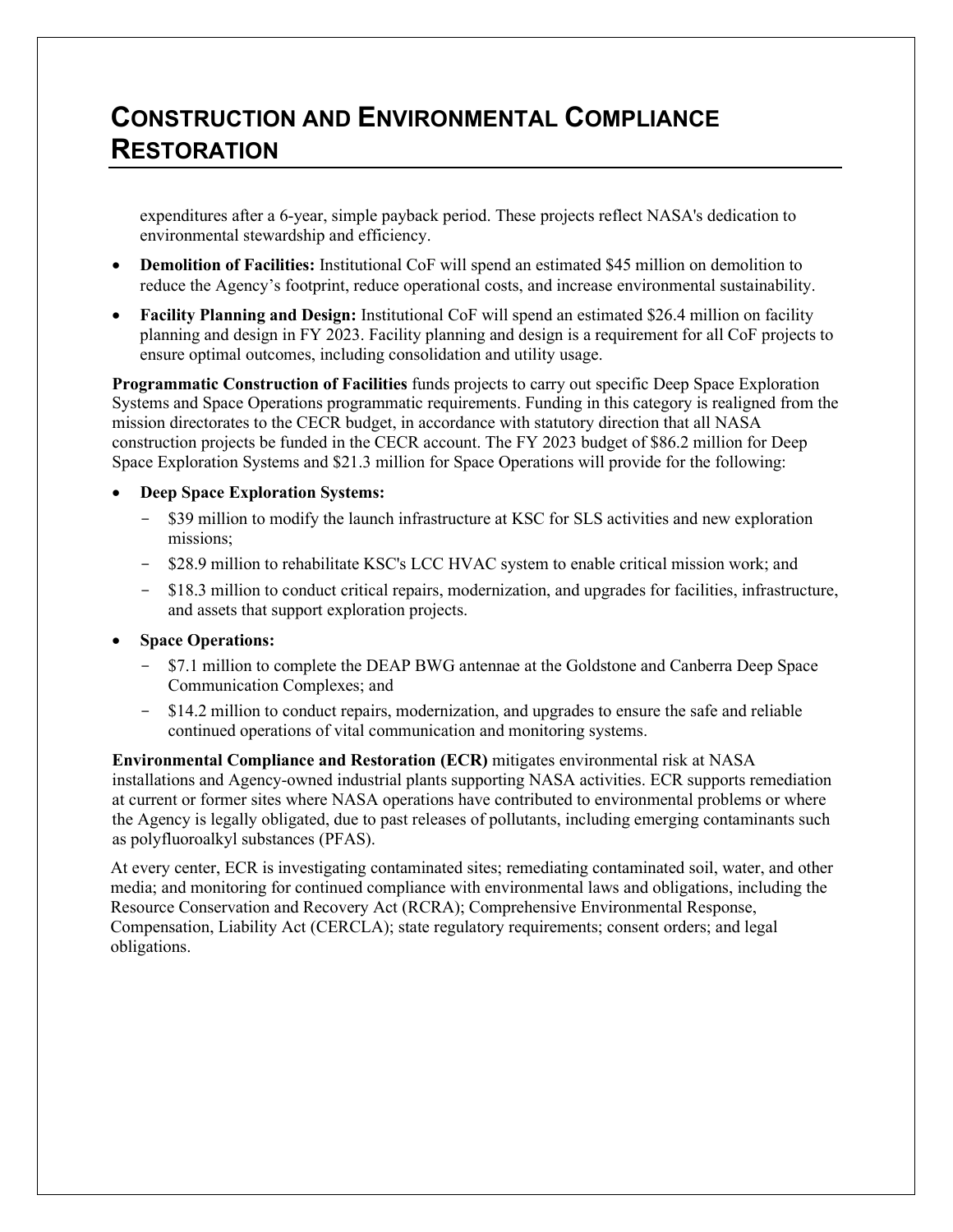# CONSTRUCTION AND ENVIRONMENTAL COMPLIANCE RESTORATION

expenditures after a 6-year, simple payback period. These projects reflect NASA's dedication to environmental stewardship and efficiency.

- **Demolition of Facilities:** Institutional CoF will spend an estimated $45 million on demolition to reduce the Agency's footprint, reduce operational costs, and increase environmental sustainability.
- **Facility Planning and Design:** Institutional CoF will spend an estimated $26.4 million on facility planning and design in FY 2023. Facility planning and design is a requirement for all CoF projects to ensure optimal outcomes, including consolidation and utility usage.

**Programmatic Construction of Facilities** funds projects to carry out specific Deep Space Exploration Systems and Space Operations programmatic requirements. Funding in this category is realigned from the mission directorates to the CECR budget, in accordance with statutory direction that all NASA construction projects be funded in the CECR account. The FY 2023 budget of $86.2 million for Deep Space Exploration Systems and $21.3 million for Space Operations will provide for the following:

- **Deep Space Exploration Systems:**
  - $39 million to modify the launch infrastructure at KSC for SLS activities and new exploration missions;
  - $28.9 million to rehabilitate KSC's LCC HVAC system to enable critical mission work; and
  - $18.3 million to conduct critical repairs, modernization, and upgrades for facilities, infrastructure, and assets that support exploration projects.
- **Space Operations:**
  - $7.1 million to complete the DEAP BWG antennae at the Goldstone and Canberra Deep Space Communication Complexes; and
  - $14.2 million to conduct repairs, modernization, and upgrades to ensure the safe and reliable continued operations of vital communication and monitoring systems.

**Environmental Compliance and Restoration (ECR)** mitigates environmental risk at NASA installations and Agency-owned industrial plants supporting NASA activities. ECR supports remediation at current or former sites where NASA operations have contributed to environmental problems or where the Agency is legally obligated, due to past releases of pollutants, including emerging contaminants such as polyfluoroalkyl substances (PFAS).

At every center, ECR is investigating contaminated sites; remediating contaminated soil, water, and other media; and monitoring for continued compliance with environmental laws and obligations, including the Resource Conservation and Recovery Act (RCRA); Comprehensive Environmental Response, Compensation, Liability Act (CERCLA); state regulatory requirements; consent orders; and legal obligations.